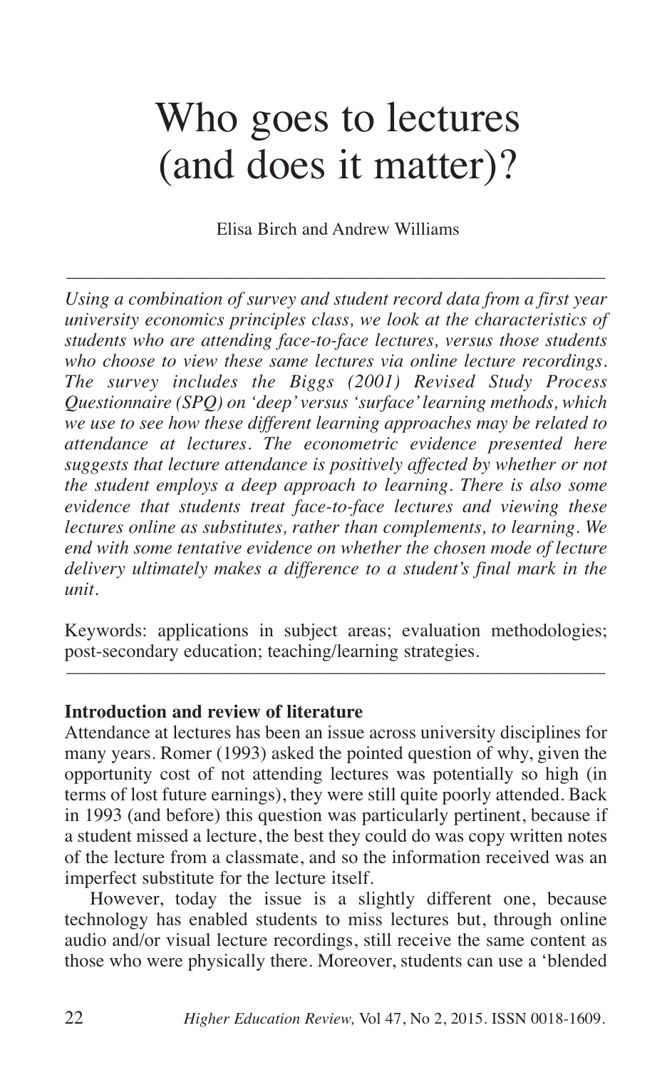# Who goes to lectures (and does it matter)?

Elisa Birch and Andrew Williams

---

*Using a combination of survey and student record data from a first year university economics principles class, we look at the characteristics of students who are attending face-to-face lectures, versus those students who choose to view these same lectures via online lecture recordings. The survey includes the Biggs (2001) Revised Study Process Questionnaire (SPQ) on 'deep' versus 'surface' learning methods, which we use to see how these different learning approaches may be related to attendance at lectures. The econometric evidence presented here suggests that lecture attendance is positively affected by whether or not the student employs a deep approach to learning. There is also some evidence that students treat face-to-face lectures and viewing these lectures online as substitutes, rather than complements, to learning. We end with some tentative evidence on whether the chosen mode of lecture delivery ultimately makes a difference to a student's final mark in the unit.*

Keywords: applications in subject areas; evaluation methodologies; post-secondary education; teaching/learning strategies.

---

**Introduction and review of literature**

Attendance at lectures has been an issue across university disciplines for many years. Romer (1993) asked the pointed question of why, given the opportunity cost of not attending lectures was potentially so high (in terms of lost future earnings), they were still quite poorly attended. Back in 1993 (and before) this question was particularly pertinent, because if a student missed a lecture, the best they could do was copy written notes of the lecture from a classmate, and so the information received was an imperfect substitute for the lecture itself.

However, today the issue is a slightly different one, because technology has enabled students to miss lectures but, through online audio and/or visual lecture recordings, still receive the same content as those who were physically there. Moreover, students can use a 'blended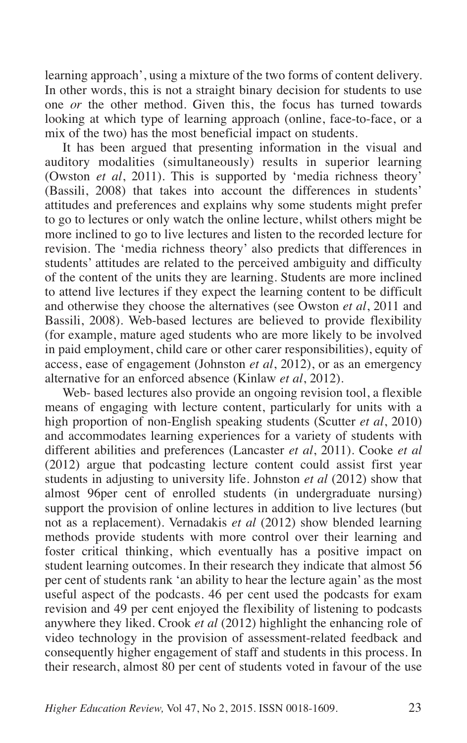learning approach', using a mixture of the two forms of content delivery. In other words, this is not a straight binary decision for students to use one *or* the other method. Given this, the focus has turned towards looking at which type of learning approach (online, face-to-face, or a mix of the two) has the most beneficial impact on students.

It has been argued that presenting information in the visual and auditory modalities (simultaneously) results in superior learning (Owston *et al*, 2011). This is supported by 'media richness theory' (Bassili, 2008) that takes into account the differences in students' attitudes and preferences and explains why some students might prefer to go to lectures or only watch the online lecture, whilst others might be more inclined to go to live lectures and listen to the recorded lecture for revision. The 'media richness theory' also predicts that differences in students' attitudes are related to the perceived ambiguity and difficulty of the content of the units they are learning. Students are more inclined to attend live lectures if they expect the learning content to be difficult and otherwise they choose the alternatives (see Owston *et al*, 2011 and Bassili, 2008). Web-based lectures are believed to provide flexibility (for example, mature aged students who are more likely to be involved in paid employment, child care or other carer responsibilities), equity of access, ease of engagement (Johnston *et al*, 2012), or as an emergency alternative for an enforced absence (Kinlaw *et al*, 2012).

Web- based lectures also provide an ongoing revision tool, a flexible means of engaging with lecture content, particularly for units with a high proportion of non-English speaking students (Scutter *et al*, 2010) and accommodates learning experiences for a variety of students with different abilities and preferences (Lancaster *et al*, 2011). Cooke *et al* (2012) argue that podcasting lecture content could assist first year students in adjusting to university life. Johnston *et al* (2012) show that almost 96per cent of enrolled students (in undergraduate nursing) support the provision of online lectures in addition to live lectures (but not as a replacement). Vernadakis *et al* (2012) show blended learning methods provide students with more control over their learning and foster critical thinking, which eventually has a positive impact on student learning outcomes. In their research they indicate that almost 56 per cent of students rank 'an ability to hear the lecture again' as the most useful aspect of the podcasts. 46 per cent used the podcasts for exam revision and 49 per cent enjoyed the flexibility of listening to podcasts anywhere they liked. Crook *et al* (2012) highlight the enhancing role of video technology in the provision of assessment-related feedback and consequently higher engagement of staff and students in this process. In their research, almost 80 per cent of students voted in favour of the use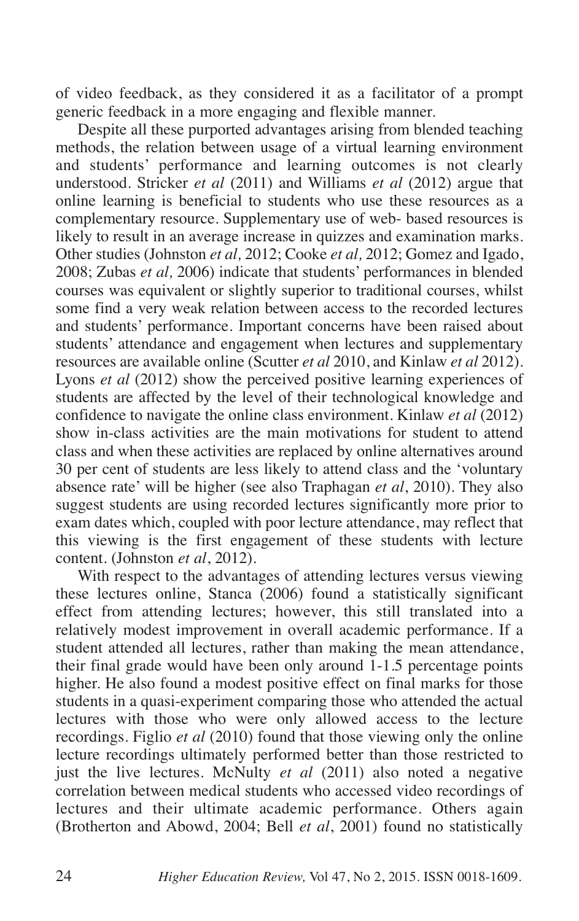of video feedback, as they considered it as a facilitator of a prompt generic feedback in a more engaging and flexible manner.

Despite all these purported advantages arising from blended teaching methods, the relation between usage of a virtual learning environment and students' performance and learning outcomes is not clearly understood. Stricker *et al* (2011) and Williams *et al* (2012) argue that online learning is beneficial to students who use these resources as a complementary resource. Supplementary use of web- based resources is likely to result in an average increase in quizzes and examination marks. Other studies (Johnston *et al,* 2012; Cooke *et al,* 2012; Gomez and Igado, 2008; Zubas *et al,* 2006) indicate that students' performances in blended courses was equivalent or slightly superior to traditional courses, whilst some find a very weak relation between access to the recorded lectures and students' performance. Important concerns have been raised about students' attendance and engagement when lectures and supplementary resources are available online (Scutter *et al* 2010, and Kinlaw *et al* 2012). Lyons *et al* (2012) show the perceived positive learning experiences of students are affected by the level of their technological knowledge and confidence to navigate the online class environment. Kinlaw *et al* (2012) show in-class activities are the main motivations for student to attend class and when these activities are replaced by online alternatives around 30 per cent of students are less likely to attend class and the 'voluntary absence rate' will be higher (see also Traphagan *et al*, 2010). They also suggest students are using recorded lectures significantly more prior to exam dates which, coupled with poor lecture attendance, may reflect that this viewing is the first engagement of these students with lecture content. (Johnston *et al*, 2012).

With respect to the advantages of attending lectures versus viewing these lectures online, Stanca (2006) found a statistically significant effect from attending lectures; however, this still translated into a relatively modest improvement in overall academic performance. If a student attended all lectures, rather than making the mean attendance, their final grade would have been only around 1-1.5 percentage points higher. He also found a modest positive effect on final marks for those students in a quasi-experiment comparing those who attended the actual lectures with those who were only allowed access to the lecture recordings. Figlio *et al* (2010) found that those viewing only the online lecture recordings ultimately performed better than those restricted to just the live lectures. McNulty *et al* (2011) also noted a negative correlation between medical students who accessed video recordings of lectures and their ultimate academic performance. Others again (Brotherton and Abowd, 2004; Bell *et al*, 2001) found no statistically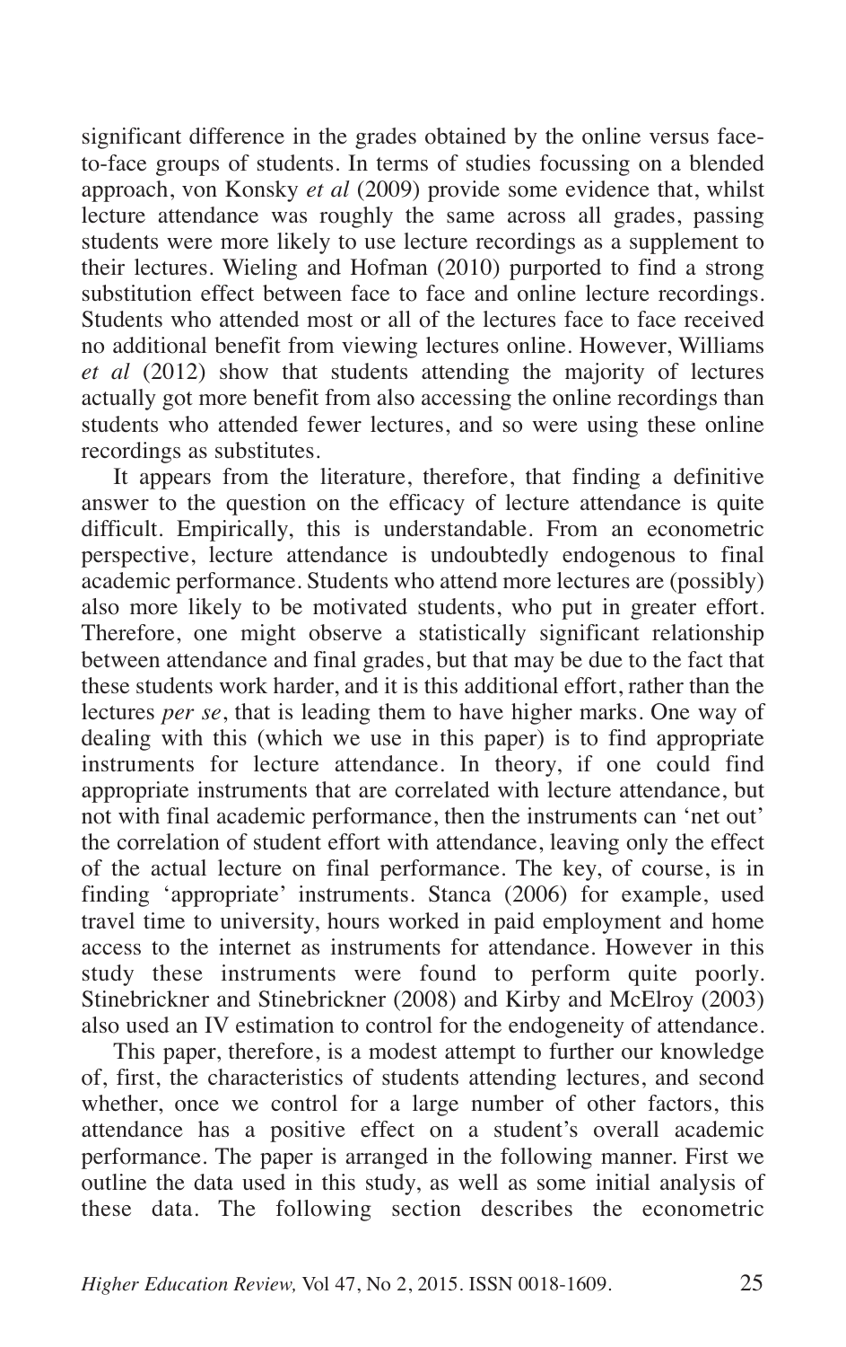significant difference in the grades obtained by the online versus face-to-face groups of students. In terms of studies focussing on a blended approach, von Konsky *et al* (2009) provide some evidence that, whilst lecture attendance was roughly the same across all grades, passing students were more likely to use lecture recordings as a supplement to their lectures. Wieling and Hofman (2010) purported to find a strong substitution effect between face to face and online lecture recordings. Students who attended most or all of the lectures face to face received no additional benefit from viewing lectures online. However, Williams *et al* (2012) show that students attending the majority of lectures actually got more benefit from also accessing the online recordings than students who attended fewer lectures, and so were using these online recordings as substitutes.

It appears from the literature, therefore, that finding a definitive answer to the question on the efficacy of lecture attendance is quite difficult. Empirically, this is understandable. From an econometric perspective, lecture attendance is undoubtedly endogenous to final academic performance. Students who attend more lectures are (possibly) also more likely to be motivated students, who put in greater effort. Therefore, one might observe a statistically significant relationship between attendance and final grades, but that may be due to the fact that these students work harder, and it is this additional effort, rather than the lectures *per se*, that is leading them to have higher marks. One way of dealing with this (which we use in this paper) is to find appropriate instruments for lecture attendance. In theory, if one could find appropriate instruments that are correlated with lecture attendance, but not with final academic performance, then the instruments can 'net out' the correlation of student effort with attendance, leaving only the effect of the actual lecture on final performance. The key, of course, is in finding 'appropriate' instruments. Stanca (2006) for example, used travel time to university, hours worked in paid employment and home access to the internet as instruments for attendance. However in this study these instruments were found to perform quite poorly. Stinebrickner and Stinebrickner (2008) and Kirby and McElroy (2003) also used an IV estimation to control for the endogeneity of attendance.

This paper, therefore, is a modest attempt to further our knowledge of, first, the characteristics of students attending lectures, and second whether, once we control for a large number of other factors, this attendance has a positive effect on a student's overall academic performance. The paper is arranged in the following manner. First we outline the data used in this study, as well as some initial analysis of these data. The following section describes the econometric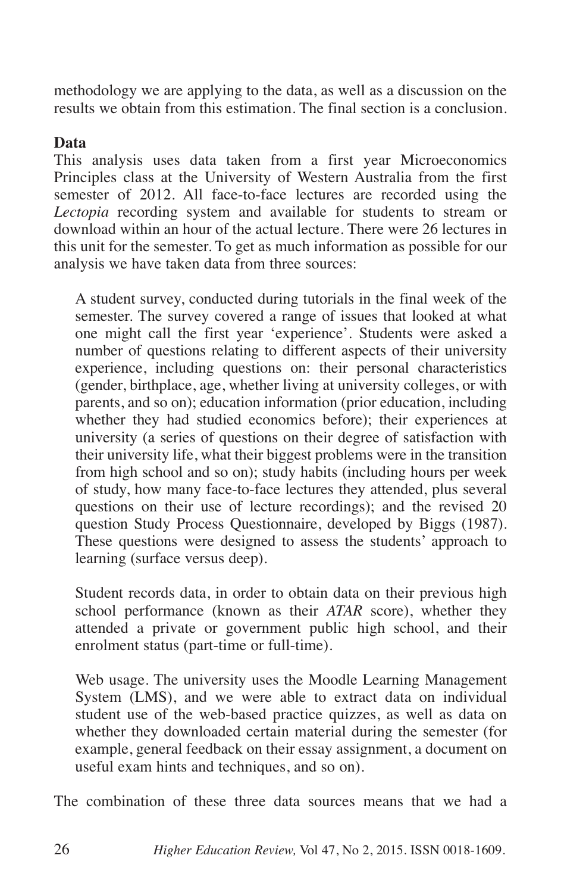methodology we are applying to the data, as well as a discussion on the results we obtain from this estimation. The final section is a conclusion.

## Data

This analysis uses data taken from a first year Microeconomics Principles class at the University of Western Australia from the first semester of 2012. All face-to-face lectures are recorded using the *Lectopia* recording system and available for students to stream or download within an hour of the actual lecture. There were 26 lectures in this unit for the semester. To get as much information as possible for our analysis we have taken data from three sources:

A student survey, conducted during tutorials in the final week of the semester. The survey covered a range of issues that looked at what one might call the first year 'experience'. Students were asked a number of questions relating to different aspects of their university experience, including questions on: their personal characteristics (gender, birthplace, age, whether living at university colleges, or with parents, and so on); education information (prior education, including whether they had studied economics before); their experiences at university (a series of questions on their degree of satisfaction with their university life, what their biggest problems were in the transition from high school and so on); study habits (including hours per week of study, how many face-to-face lectures they attended, plus several questions on their use of lecture recordings); and the revised 20 question Study Process Questionnaire, developed by Biggs (1987). These questions were designed to assess the students' approach to learning (surface versus deep).

Student records data, in order to obtain data on their previous high school performance (known as their *ATAR* score), whether they attended a private or government public high school, and their enrolment status (part-time or full-time).

Web usage. The university uses the Moodle Learning Management System (LMS), and we were able to extract data on individual student use of the web-based practice quizzes, as well as data on whether they downloaded certain material during the semester (for example, general feedback on their essay assignment, a document on useful exam hints and techniques, and so on).

The combination of these three data sources means that we had a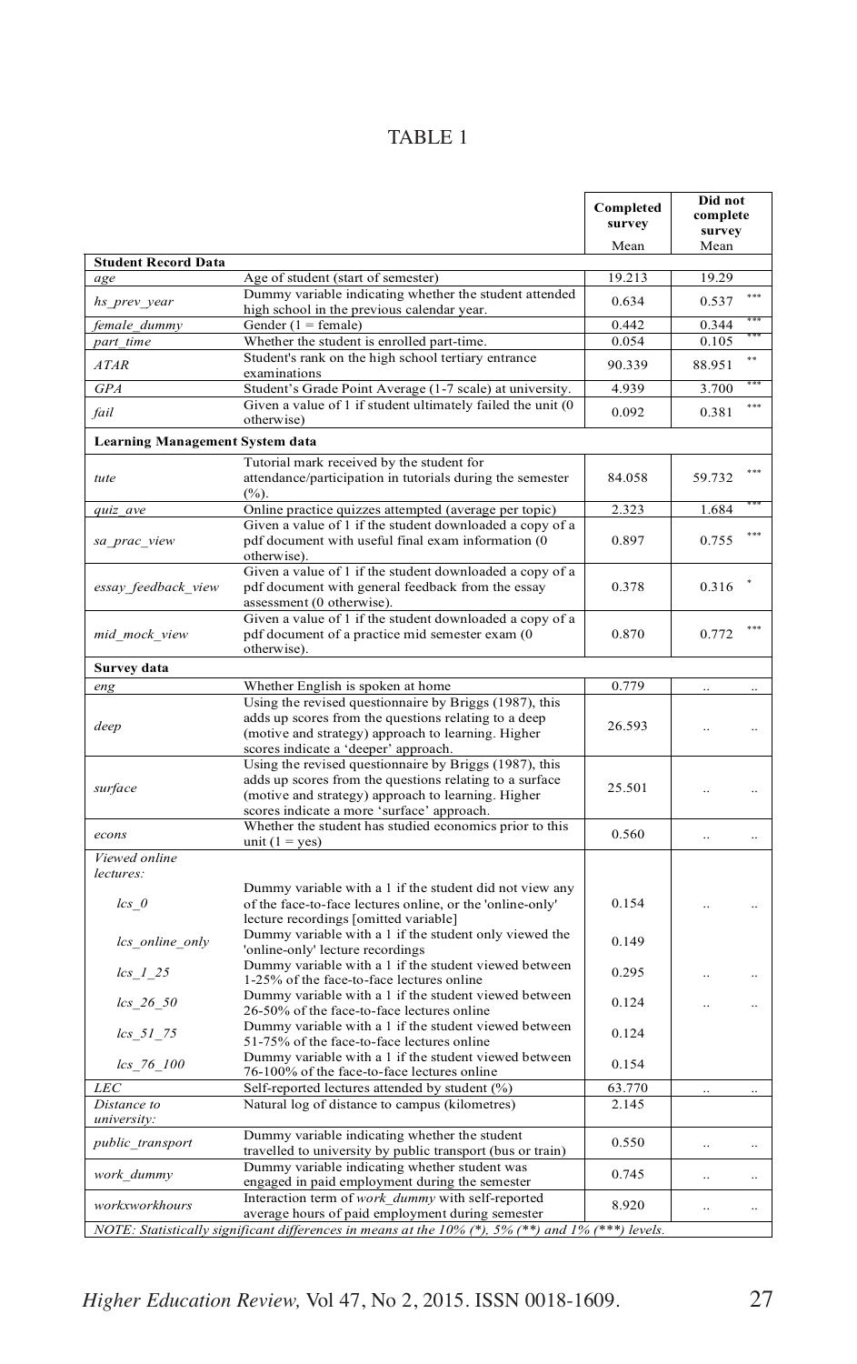TABLE 1

| | | Completed survey | Did not complete survey |
|---|---|---|---|
| | | Mean | Mean |
| **Student Record Data** | | | |
| *age* | Age of student (start of semester) | 19.213 | 19.29 |
| *hs_prev_year* | Dummy variable indicating whether the student attended high school in the previous calendar year. | 0.634 | 0.537 *** |
| *female_dummy* | Gender (1 = female) | 0.442 | 0.344 *** |
| *part_time* | Whether the student is enrolled part-time. | 0.054 | 0.105 *** |
| *ATAR* | Student's rank on the high school tertiary entrance examinations | 90.339 | 88.951 ** |
| *GPA* | Student's Grade Point Average (1-7 scale) at university. | 4.939 | 3.700 *** |
| *fail* | Given a value of 1 if student ultimately failed the unit (0 otherwise) | 0.092 | 0.381 *** |
| **Learning Management System data** | | | |
| *tute* | Tutorial mark received by the student for attendance/participation in tutorials during the semester (%). | 84.058 | 59.732 *** |
| *quiz_ave* | Online practice quizzes attempted (average per topic) | 2.323 | 1.684 *** |
| *sa_prac_view* | Given a value of 1 if the student downloaded a copy of a pdf document with useful final exam information (0 otherwise). | 0.897 | 0.755 *** |
| *essay_feedback_view* | Given a value of 1 if the student downloaded a copy of a pdf document with general feedback from the essay assessment (0 otherwise). | 0.378 | 0.316 * |
| *mid_mock_view* | Given a value of 1 if the student downloaded a copy of a pdf document of a practice mid semester exam (0 otherwise). | 0.870 | 0.772 *** |
| **Survey data** | | | |
| *eng* | Whether English is spoken at home | 0.779 | .. .. |
| *deep* | Using the revised questionnaire by Briggs (1987), this adds up scores from the questions relating to a deep (motive and strategy) approach to learning. Higher scores indicate a 'deeper' approach. | 26.593 | .. .. |
| *surface* | Using the revised questionnaire by Briggs (1987), this adds up scores from the questions relating to a surface (motive and strategy) approach to learning. Higher scores indicate a more 'surface' approach. | 25.501 | .. .. |
| *econs* | Whether the student has studied economics prior to this unit (1 = yes) | 0.560 | .. .. |
| *Viewed online lectures:* | | | |
| *lcs_0* | Dummy variable with a 1 if the student did not view any of the face-to-face lectures online, or the 'online-only' lecture recordings [omitted variable] | 0.154 | .. .. |
| *lcs_online_only* | Dummy variable with a 1 if the student only viewed the 'online-only' lecture recordings | 0.149 | |
| *lcs_1_25* | Dummy variable with a 1 if the student viewed between 1-25% of the face-to-face lectures online | 0.295 | .. .. |
| *lcs_26_50* | Dummy variable with a 1 if the student viewed between 26-50% of the face-to-face lectures online | 0.124 | .. .. |
| *lcs_51_75* | Dummy variable with a 1 if the student viewed between 51-75% of the face-to-face lectures online | 0.124 | |
| *lcs_76_100* | Dummy variable with a 1 if the student viewed between 76-100% of the face-to-face lectures online | 0.154 | |
| *LEC* | Self-reported lectures attended by student (%) | 63.770 | .. .. |
| *Distance to university:* | Natural log of distance to campus (kilometres) | 2.145 | |
| *public_transport* | Dummy variable indicating whether the student travelled to university by public transport (bus or train) | 0.550 | .. .. |
| *work_dummy* | Dummy variable indicating whether student was engaged in paid employment during the semester | 0.745 | .. .. |
| *workxworkhours* | Interaction term of *work_dummy* with self-reported average hours of paid employment during semester | 8.920 | .. .. |

*NOTE: Statistically significant differences in means at the 10% (*), 5% (**) and 1% (***) levels.*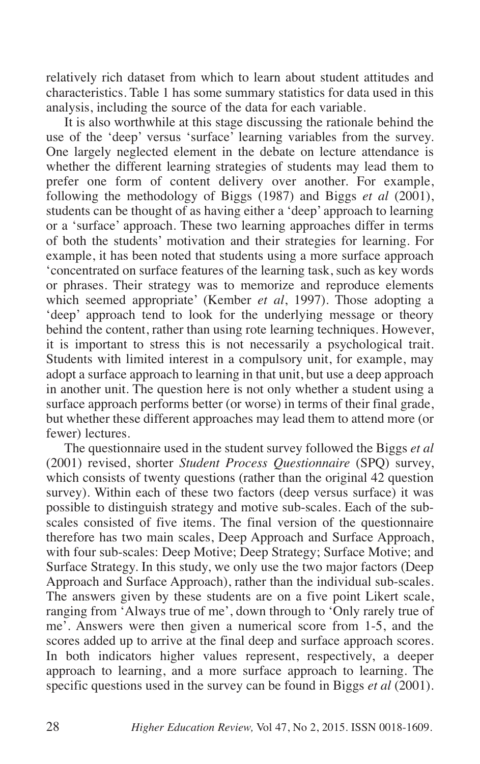relatively rich dataset from which to learn about student attitudes and characteristics. Table 1 has some summary statistics for data used in this analysis, including the source of the data for each variable.

It is also worthwhile at this stage discussing the rationale behind the use of the 'deep' versus 'surface' learning variables from the survey. One largely neglected element in the debate on lecture attendance is whether the different learning strategies of students may lead them to prefer one form of content delivery over another. For example, following the methodology of Biggs (1987) and Biggs *et al* (2001), students can be thought of as having either a 'deep' approach to learning or a 'surface' approach. These two learning approaches differ in terms of both the students' motivation and their strategies for learning. For example, it has been noted that students using a more surface approach 'concentrated on surface features of the learning task, such as key words or phrases. Their strategy was to memorize and reproduce elements which seemed appropriate' (Kember *et al*, 1997). Those adopting a 'deep' approach tend to look for the underlying message or theory behind the content, rather than using rote learning techniques. However, it is important to stress this is not necessarily a psychological trait. Students with limited interest in a compulsory unit, for example, may adopt a surface approach to learning in that unit, but use a deep approach in another unit. The question here is not only whether a student using a surface approach performs better (or worse) in terms of their final grade, but whether these different approaches may lead them to attend more (or fewer) lectures.

The questionnaire used in the student survey followed the Biggs *et al* (2001) revised, shorter *Student Process Questionnaire* (SPQ) survey, which consists of twenty questions (rather than the original 42 question survey). Within each of these two factors (deep versus surface) it was possible to distinguish strategy and motive sub-scales. Each of the sub-scales consisted of five items. The final version of the questionnaire therefore has two main scales, Deep Approach and Surface Approach, with four sub-scales: Deep Motive; Deep Strategy; Surface Motive; and Surface Strategy. In this study, we only use the two major factors (Deep Approach and Surface Approach), rather than the individual sub-scales. The answers given by these students are on a five point Likert scale, ranging from 'Always true of me', down through to 'Only rarely true of me'. Answers were then given a numerical score from 1-5, and the scores added up to arrive at the final deep and surface approach scores. In both indicators higher values represent, respectively, a deeper approach to learning, and a more surface approach to learning. The specific questions used in the survey can be found in Biggs *et al* (2001).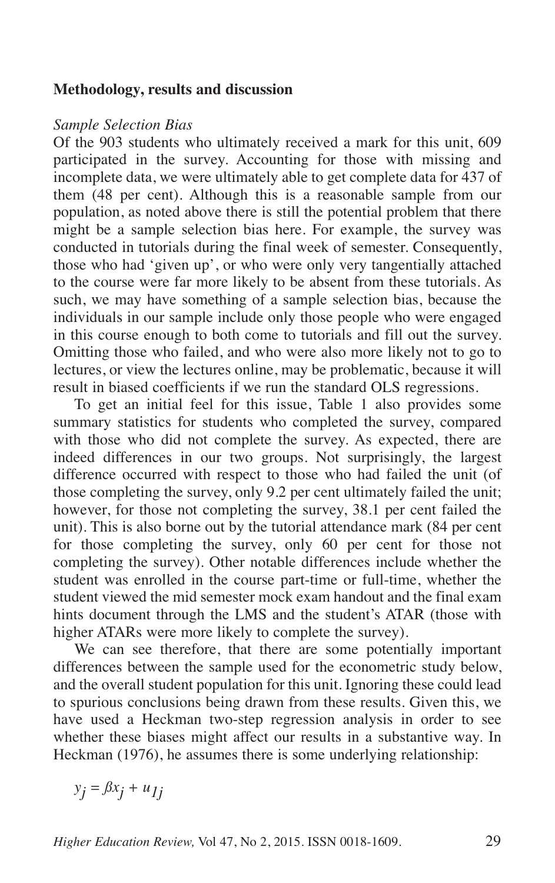## Methodology, results and discussion

### *Sample Selection Bias*

Of the 903 students who ultimately received a mark for this unit, 609 participated in the survey. Accounting for those with missing and incomplete data, we were ultimately able to get complete data for 437 of them (48 per cent). Although this is a reasonable sample from our population, as noted above there is still the potential problem that there might be a sample selection bias here. For example, the survey was conducted in tutorials during the final week of semester. Consequently, those who had 'given up', or who were only very tangentially attached to the course were far more likely to be absent from these tutorials. As such, we may have something of a sample selection bias, because the individuals in our sample include only those people who were engaged in this course enough to both come to tutorials and fill out the survey. Omitting those who failed, and who were also more likely not to go to lectures, or view the lectures online, may be problematic, because it will result in biased coefficients if we run the standard OLS regressions.

To get an initial feel for this issue, Table 1 also provides some summary statistics for students who completed the survey, compared with those who did not complete the survey. As expected, there are indeed differences in our two groups. Not surprisingly, the largest difference occurred with respect to those who had failed the unit (of those completing the survey, only 9.2 per cent ultimately failed the unit; however, for those not completing the survey, 38.1 per cent failed the unit). This is also borne out by the tutorial attendance mark (84 per cent for those completing the survey, only 60 per cent for those not completing the survey). Other notable differences include whether the student was enrolled in the course part-time or full-time, whether the student viewed the mid semester mock exam handout and the final exam hints document through the LMS and the student's ATAR (those with higher ATARs were more likely to complete the survey).

We can see therefore, that there are some potentially important differences between the sample used for the econometric study below, and the overall student population for this unit. Ignoring these could lead to spurious conclusions being drawn from these results. Given this, we have used a Heckman two-step regression analysis in order to see whether these biases might affect our results in a substantive way. In Heckman (1976), he assumes there is some underlying relationship:

$$y_j = \beta x_j + u_{1j}$$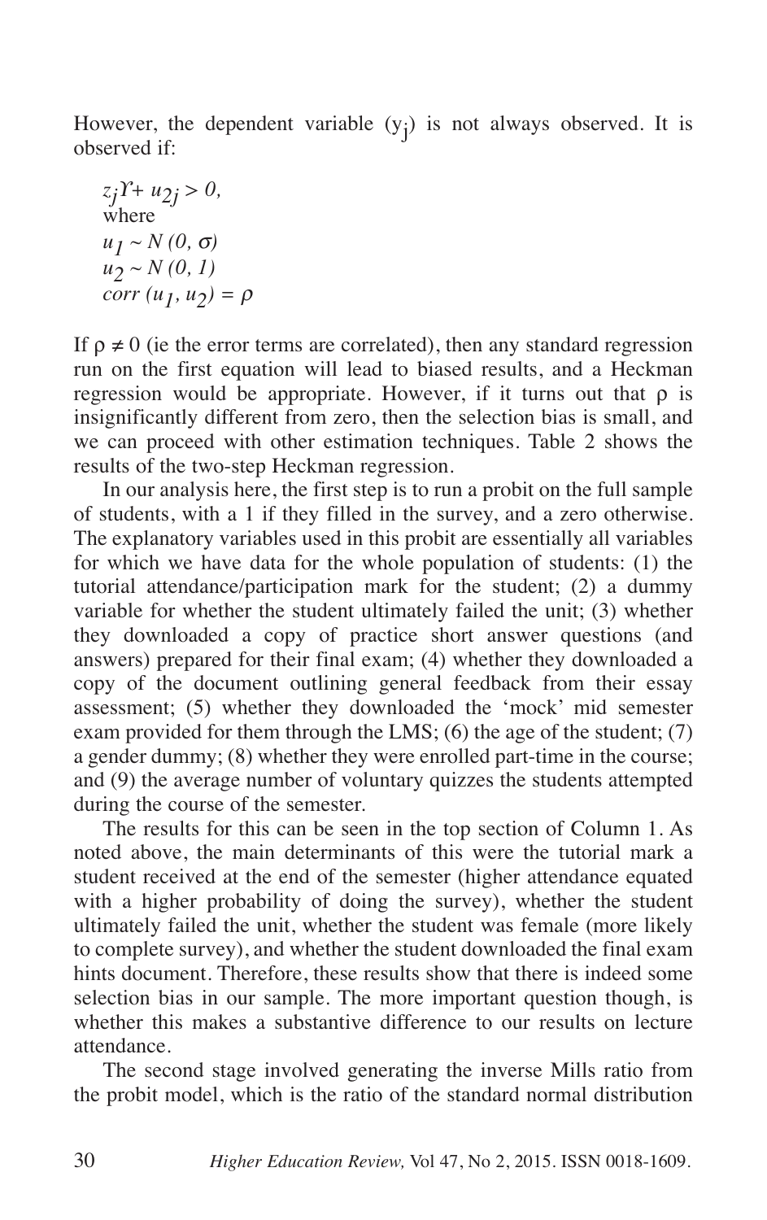However, the dependent variable ($y_j$) is not always observed. It is observed if:

$$z_j \Upsilon + u_{2j} > 0,$$

where

$$u_1 \sim N(0, \sigma)$$

$$u_2 \sim N(0, 1)$$

$$corr(u_1, u_2) = \rho$$

If $\rho \neq 0$ (ie the error terms are correlated), then any standard regression run on the first equation will lead to biased results, and a Heckman regression would be appropriate. However, if it turns out that $\rho$ is insignificantly different from zero, then the selection bias is small, and we can proceed with other estimation techniques. Table 2 shows the results of the two-step Heckman regression.

In our analysis here, the first step is to run a probit on the full sample of students, with a 1 if they filled in the survey, and a zero otherwise. The explanatory variables used in this probit are essentially all variables for which we have data for the whole population of students: (1) the tutorial attendance/participation mark for the student; (2) a dummy variable for whether the student ultimately failed the unit; (3) whether they downloaded a copy of practice short answer questions (and answers) prepared for their final exam; (4) whether they downloaded a copy of the document outlining general feedback from their essay assessment; (5) whether they downloaded the 'mock' mid semester exam provided for them through the LMS; (6) the age of the student; (7) a gender dummy; (8) whether they were enrolled part-time in the course; and (9) the average number of voluntary quizzes the students attempted during the course of the semester.

The results for this can be seen in the top section of Column 1. As noted above, the main determinants of this were the tutorial mark a student received at the end of the semester (higher attendance equated with a higher probability of doing the survey), whether the student ultimately failed the unit, whether the student was female (more likely to complete survey), and whether the student downloaded the final exam hints document. Therefore, these results show that there is indeed some selection bias in our sample. The more important question though, is whether this makes a substantive difference to our results on lecture attendance.

The second stage involved generating the inverse Mills ratio from the probit model, which is the ratio of the standard normal distribution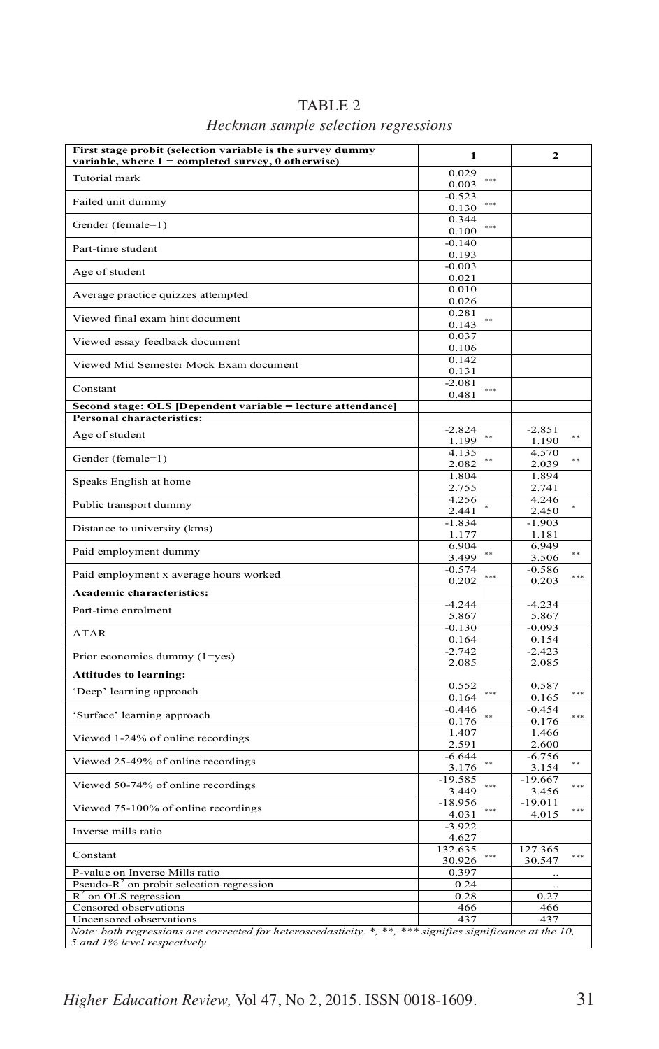TABLE 2

*Heckman sample selection regressions*

| First stage probit (selection variable is the survey dummy variable, where 1 = completed survey, 0 otherwise) | 1 | 2 |
|---|---|---|
| Tutorial mark | 0.029 *** <br> 0.003 | |
| Failed unit dummy | -0.523 *** <br> 0.130 | |
| Gender (female=1) | 0.344 *** <br> 0.100 | |
| Part-time student | -0.140 <br> 0.193 | |
| Age of student | -0.003 <br> 0.021 | |
| Average practice quizzes attempted | 0.010 <br> 0.026 | |
| Viewed final exam hint document | 0.281 ** <br> 0.143 | |
| Viewed essay feedback document | 0.037 <br> 0.106 | |
| Viewed Mid Semester Mock Exam document | 0.142 <br> 0.131 | |
| Constant | -2.081 *** <br> 0.481 | |
| **Second stage: OLS [Dependent variable = lecture attendance]** | | |
| **Personal characteristics:** | | |
| Age of student | -2.824 ** <br> 1.199 | -2.851 ** <br> 1.190 |
| Gender (female=1) | 4.135 ** <br> 2.082 | 4.570 ** <br> 2.039 |
| Speaks English at home | 1.804 <br> 2.755 | 1.894 <br> 2.741 |
| Public transport dummy | 4.256 * <br> 2.441 | 4.246 * <br> 2.450 |
| Distance to university (kms) | -1.834 <br> 1.177 | -1.903 <br> 1.181 |
| Paid employment dummy | 6.904 ** <br> 3.499 | 6.949 ** <br> 3.506 |
| Paid employment x average hours worked | -0.574 *** <br> 0.202 | -0.586 *** <br> 0.203 |
| **Academic characteristics:** | | |
| Part-time enrolment | -4.244 <br> 5.867 | -4.234 <br> 5.867 |
| ATAR | -0.130 <br> 0.164 | -0.093 <br> 0.154 |
| Prior economics dummy (1=yes) | -2.742 <br> 2.085 | -2.423 <br> 2.085 |
| **Attitudes to learning:** | | |
| 'Deep' learning approach | 0.552 *** <br> 0.164 | 0.587 *** <br> 0.165 |
| 'Surface' learning approach | -0.446 ** <br> 0.176 | -0.454 *** <br> 0.176 |
| Viewed 1-24% of online recordings | 1.407 <br> 2.591 | 1.466 <br> 2.600 |
| Viewed 25-49% of online recordings | -6.644 ** <br> 3.176 | -6.756 ** <br> 3.154 |
| Viewed 50-74% of online recordings | -19.585 *** <br> 3.449 | -19.667 *** <br> 3.456 |
| Viewed 75-100% of online recordings | -18.956 *** <br> 4.031 | -19.011 *** <br> 4.015 |
| Inverse mills ratio | -3.922 <br> 4.627 | |
| Constant | 132.635 *** <br> 30.926 | 127.365 *** <br> 30.547 |
| P-value on Inverse Mills ratio | 0.397 | .. |
| Pseudo-$R^2$ on probit selection regression | 0.24 | .. |
| $R^2$ on OLS regression | 0.28 | 0.27 |
| Censored observations | 466 | 466 |
| Uncensored observations | 437 | 437 |

*Note: both regressions are corrected for heteroscedasticity. *, **, *** signifies significance at the 10, 5 and 1% level respectively*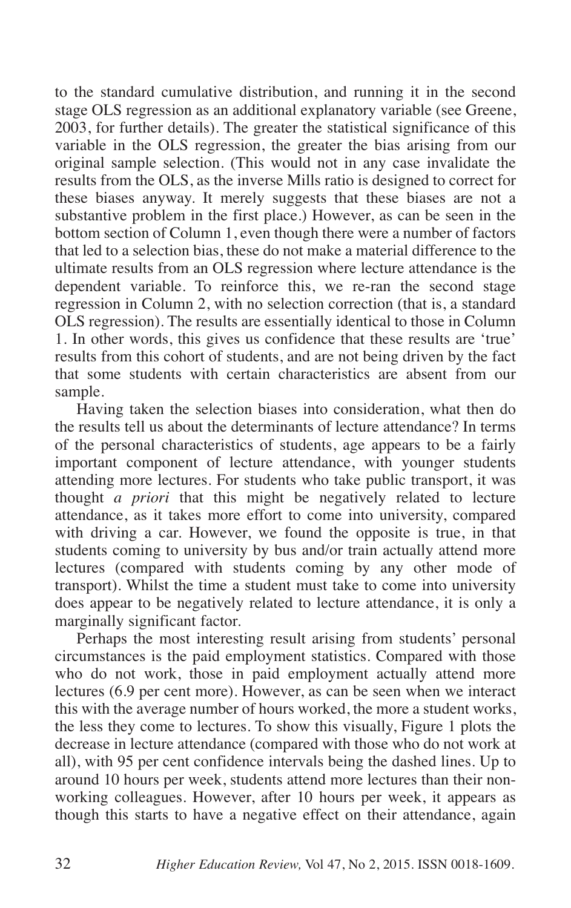to the standard cumulative distribution, and running it in the second stage OLS regression as an additional explanatory variable (see Greene, 2003, for further details). The greater the statistical significance of this variable in the OLS regression, the greater the bias arising from our original sample selection. (This would not in any case invalidate the results from the OLS, as the inverse Mills ratio is designed to correct for these biases anyway. It merely suggests that these biases are not a substantive problem in the first place.) However, as can be seen in the bottom section of Column 1, even though there were a number of factors that led to a selection bias, these do not make a material difference to the ultimate results from an OLS regression where lecture attendance is the dependent variable. To reinforce this, we re-ran the second stage regression in Column 2, with no selection correction (that is, a standard OLS regression). The results are essentially identical to those in Column 1. In other words, this gives us confidence that these results are 'true' results from this cohort of students, and are not being driven by the fact that some students with certain characteristics are absent from our sample.

Having taken the selection biases into consideration, what then do the results tell us about the determinants of lecture attendance? In terms of the personal characteristics of students, age appears to be a fairly important component of lecture attendance, with younger students attending more lectures. For students who take public transport, it was thought *a priori* that this might be negatively related to lecture attendance, as it takes more effort to come into university, compared with driving a car. However, we found the opposite is true, in that students coming to university by bus and/or train actually attend more lectures (compared with students coming by any other mode of transport). Whilst the time a student must take to come into university does appear to be negatively related to lecture attendance, it is only a marginally significant factor.

Perhaps the most interesting result arising from students' personal circumstances is the paid employment statistics. Compared with those who do not work, those in paid employment actually attend more lectures (6.9 per cent more). However, as can be seen when we interact this with the average number of hours worked, the more a student works, the less they come to lectures. To show this visually, Figure 1 plots the decrease in lecture attendance (compared with those who do not work at all), with 95 per cent confidence intervals being the dashed lines. Up to around 10 hours per week, students attend more lectures than their non-working colleagues. However, after 10 hours per week, it appears as though this starts to have a negative effect on their attendance, again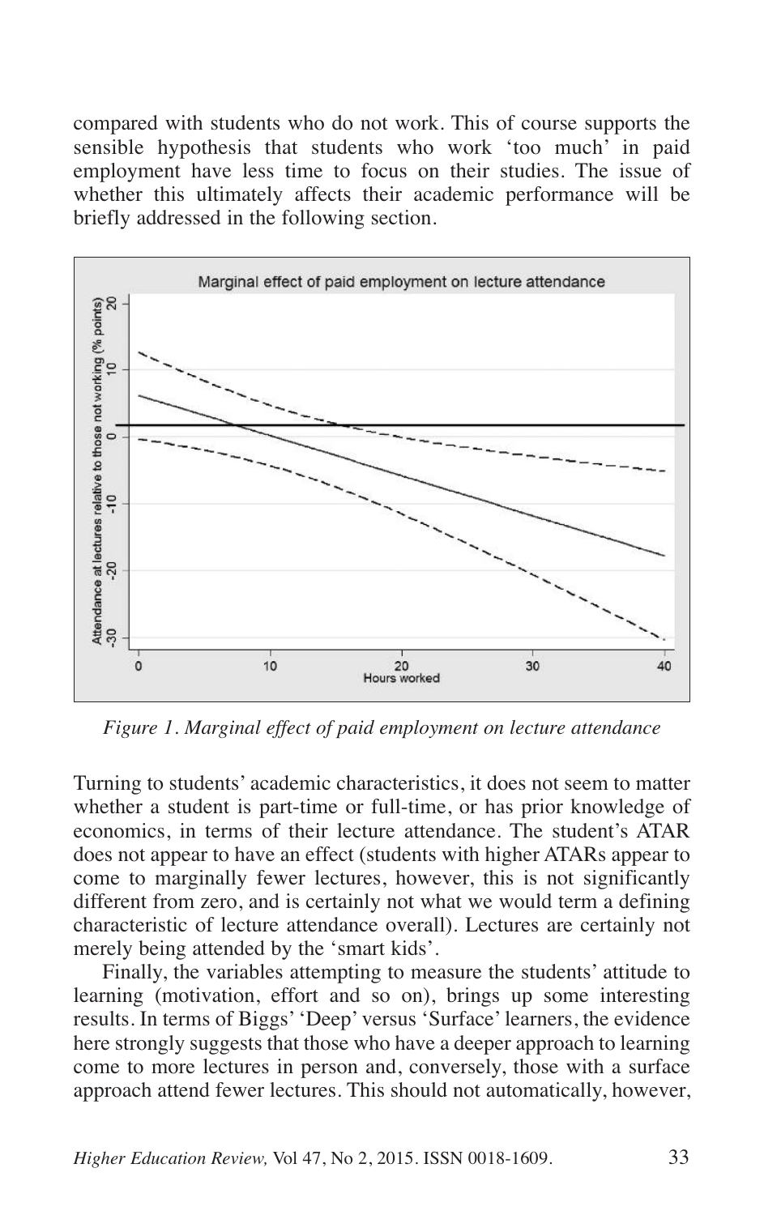compared with students who do not work. This of course supports the sensible hypothesis that students who work 'too much' in paid employment have less time to focus on their studies. The issue of whether this ultimately affects their academic performance will be briefly addressed in the following section.

*Figure 1. Marginal effect of paid employment on lecture attendance*

Turning to students' academic characteristics, it does not seem to matter whether a student is part-time or full-time, or has prior knowledge of economics, in terms of their lecture attendance. The student's ATAR does not appear to have an effect (students with higher ATARs appear to come to marginally fewer lectures, however, this is not significantly different from zero, and is certainly not what we would term a defining characteristic of lecture attendance overall). Lectures are certainly not merely being attended by the 'smart kids'.

Finally, the variables attempting to measure the students' attitude to learning (motivation, effort and so on), brings up some interesting results. In terms of Biggs' 'Deep' versus 'Surface' learners, the evidence here strongly suggests that those who have a deeper approach to learning come to more lectures in person and, conversely, those with a surface approach attend fewer lectures. This should not automatically, however,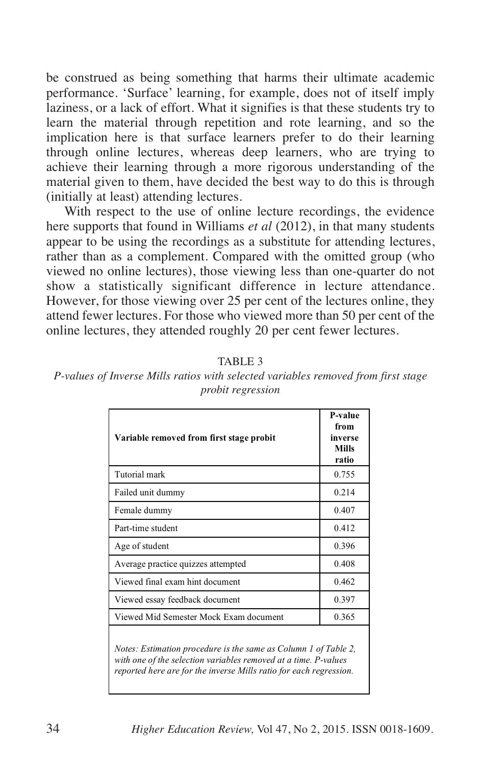be construed as being something that harms their ultimate academic performance. 'Surface' learning, for example, does not of itself imply laziness, or a lack of effort. What it signifies is that these students try to learn the material through repetition and rote learning, and so the implication here is that surface learners prefer to do their learning through online lectures, whereas deep learners, who are trying to achieve their learning through a more rigorous understanding of the material given to them, have decided the best way to do this is through (initially at least) attending lectures.

With respect to the use of online lecture recordings, the evidence here supports that found in Williams *et al* (2012), in that many students appear to be using the recordings as a substitute for attending lectures, rather than as a complement. Compared with the omitted group (who viewed no online lectures), those viewing less than one-quarter do not show a statistically significant difference in lecture attendance. However, for those viewing over 25 per cent of the lectures online, they attend fewer lectures. For those who viewed more than 50 per cent of the online lectures, they attended roughly 20 per cent fewer lectures.

TABLE 3

*P-values of Inverse Mills ratios with selected variables removed from first stage probit regression*

| Variable removed from first stage probit | P-value from inverse Mills ratio |
|---|---|
| Tutorial mark | 0.755 |
| Failed unit dummy | 0.214 |
| Female dummy | 0.407 |
| Part-time student | 0.412 |
| Age of student | 0.396 |
| Average practice quizzes attempted | 0.408 |
| Viewed final exam hint document | 0.462 |
| Viewed essay feedback document | 0.397 |
| Viewed Mid Semester Mock Exam document | 0.365 |

*Notes: Estimation procedure is the same as Column 1 of Table 2, with one of the selection variables removed at a time. P-values reported here are for the inverse Mills ratio for each regression.*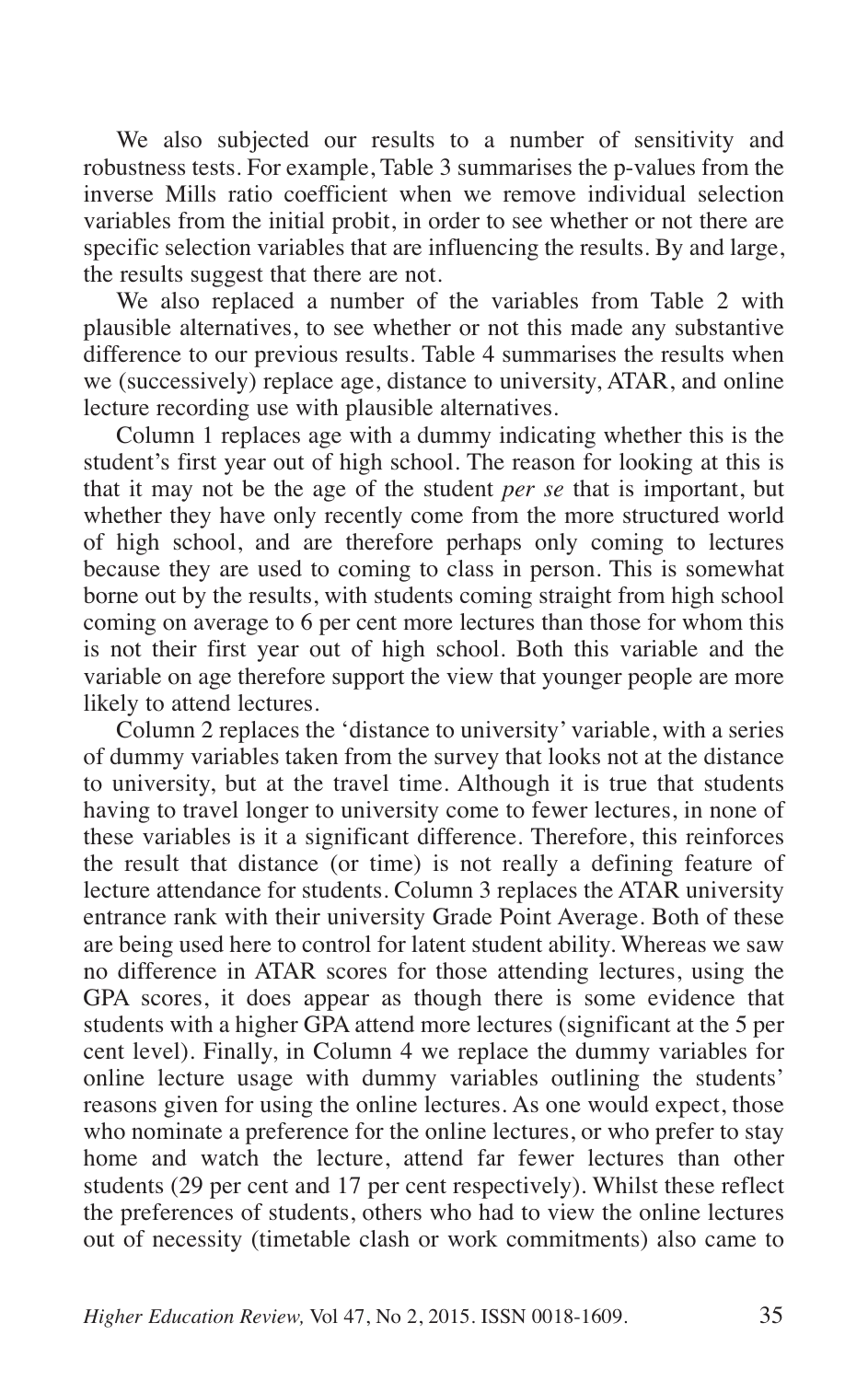We also subjected our results to a number of sensitivity and robustness tests. For example, Table 3 summarises the p-values from the inverse Mills ratio coefficient when we remove individual selection variables from the initial probit, in order to see whether or not there are specific selection variables that are influencing the results. By and large, the results suggest that there are not.

We also replaced a number of the variables from Table 2 with plausible alternatives, to see whether or not this made any substantive difference to our previous results. Table 4 summarises the results when we (successively) replace age, distance to university, ATAR, and online lecture recording use with plausible alternatives.

Column 1 replaces age with a dummy indicating whether this is the student's first year out of high school. The reason for looking at this is that it may not be the age of the student *per se* that is important, but whether they have only recently come from the more structured world of high school, and are therefore perhaps only coming to lectures because they are used to coming to class in person. This is somewhat borne out by the results, with students coming straight from high school coming on average to 6 per cent more lectures than those for whom this is not their first year out of high school. Both this variable and the variable on age therefore support the view that younger people are more likely to attend lectures.

Column 2 replaces the 'distance to university' variable, with a series of dummy variables taken from the survey that looks not at the distance to university, but at the travel time. Although it is true that students having to travel longer to university come to fewer lectures, in none of these variables is it a significant difference. Therefore, this reinforces the result that distance (or time) is not really a defining feature of lecture attendance for students. Column 3 replaces the ATAR university entrance rank with their university Grade Point Average. Both of these are being used here to control for latent student ability. Whereas we saw no difference in ATAR scores for those attending lectures, using the GPA scores, it does appear as though there is some evidence that students with a higher GPA attend more lectures (significant at the 5 per cent level). Finally, in Column 4 we replace the dummy variables for online lecture usage with dummy variables outlining the students' reasons given for using the online lectures. As one would expect, those who nominate a preference for the online lectures, or who prefer to stay home and watch the lecture, attend far fewer lectures than other students (29 per cent and 17 per cent respectively). Whilst these reflect the preferences of students, others who had to view the online lectures out of necessity (timetable clash or work commitments) also came to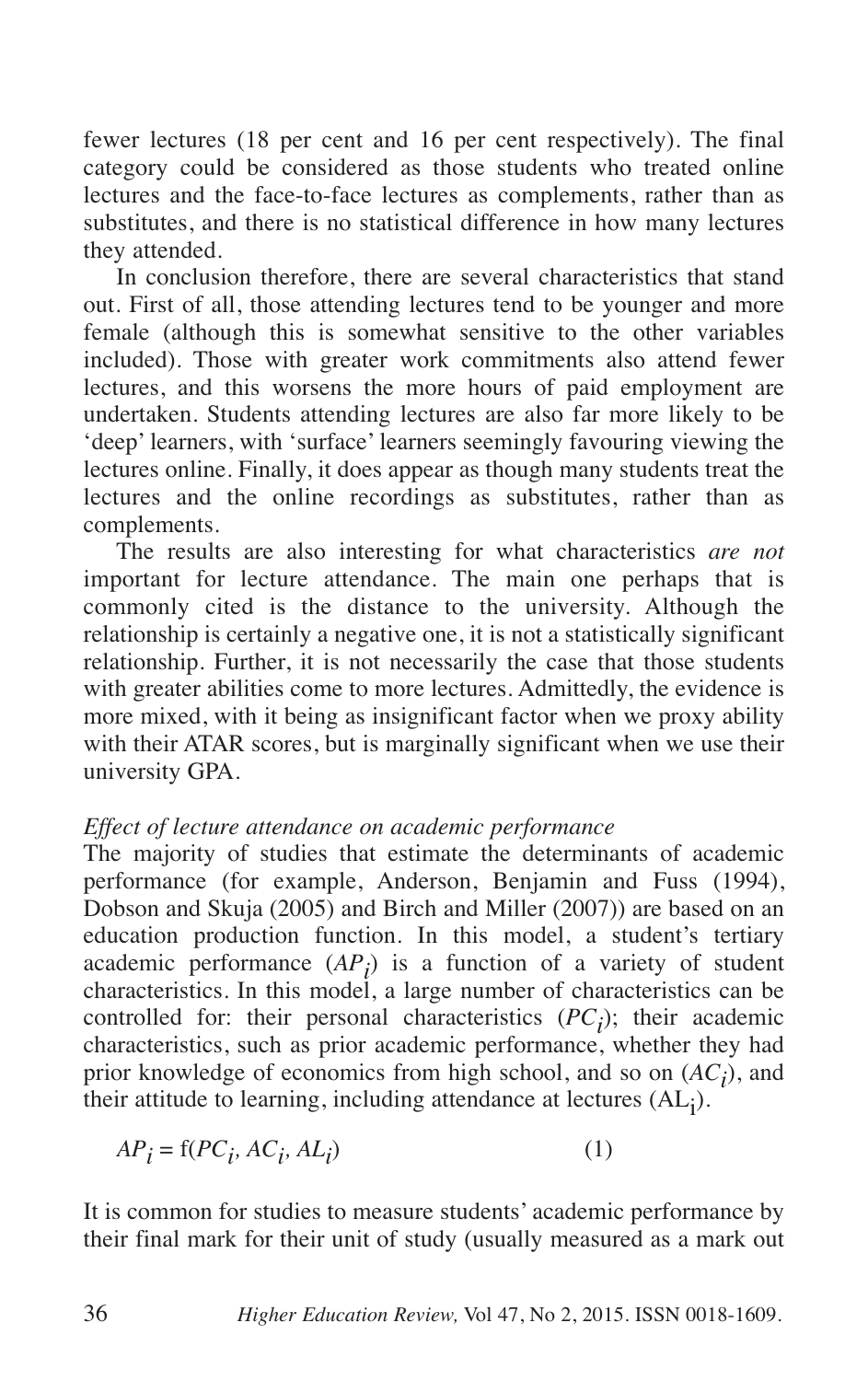fewer lectures (18 per cent and 16 per cent respectively). The final category could be considered as those students who treated online lectures and the face-to-face lectures as complements, rather than as substitutes, and there is no statistical difference in how many lectures they attended.

In conclusion therefore, there are several characteristics that stand out. First of all, those attending lectures tend to be younger and more female (although this is somewhat sensitive to the other variables included). Those with greater work commitments also attend fewer lectures, and this worsens the more hours of paid employment are undertaken. Students attending lectures are also far more likely to be 'deep' learners, with 'surface' learners seemingly favouring viewing the lectures online. Finally, it does appear as though many students treat the lectures and the online recordings as substitutes, rather than as complements.

The results are also interesting for what characteristics *are not* important for lecture attendance. The main one perhaps that is commonly cited is the distance to the university. Although the relationship is certainly a negative one, it is not a statistically significant relationship. Further, it is not necessarily the case that those students with greater abilities come to more lectures. Admittedly, the evidence is more mixed, with it being as insignificant factor when we proxy ability with their ATAR scores, but is marginally significant when we use their university GPA.

*Effect of lecture attendance on academic performance*

The majority of studies that estimate the determinants of academic performance (for example, Anderson, Benjamin and Fuss (1994), Dobson and Skuja (2005) and Birch and Miller (2007)) are based on an education production function. In this model, a student's tertiary academic performance ($AP_i$) is a function of a variety of student characteristics. In this model, a large number of characteristics can be controlled for: their personal characteristics ($PC_i$); their academic characteristics, such as prior academic performance, whether they had prior knowledge of economics from high school, and so on ($AC_i$), and their attitude to learning, including attendance at lectures ($AL_i$).

$$AP_i = f(PC_i, AC_i, AL_i) \qquad (1)$$

It is common for studies to measure students' academic performance by their final mark for their unit of study (usually measured as a mark out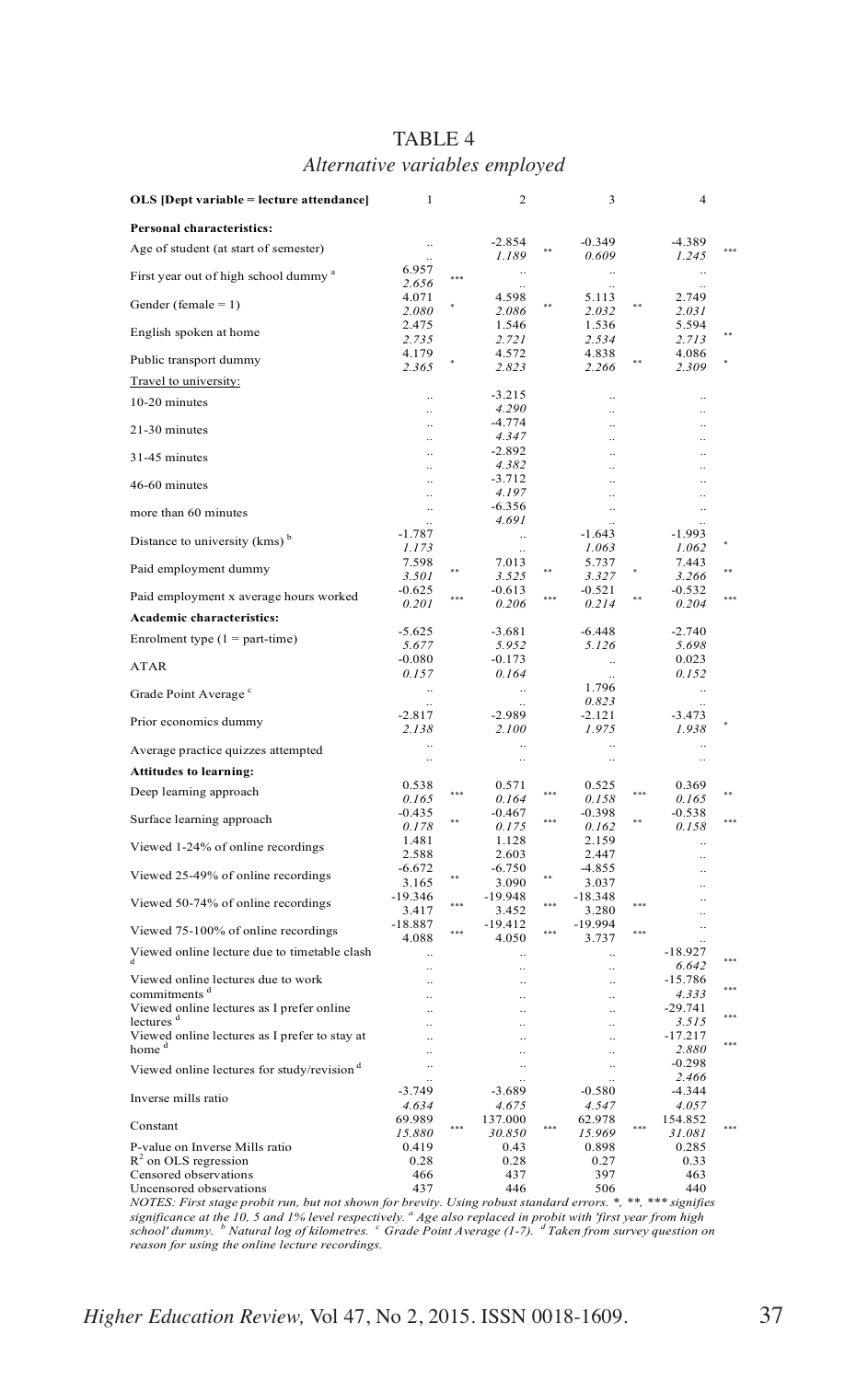# TABLE 4

*Alternative variables employed*

| OLS [Dept variable = lecture attendance] | 1 | | 2 | | 3 | | 4 | |
|---|---|---|---|---|---|---|---|---|
| **Personal characteristics:** | | | | | | | | |
| Age of student (at start of semester) | .. | | -2.854 | ** | -0.349 | | -4.389 | *** |
| | .. | | *1.189* | | *0.609* | | *1.245* | |
| First year out of high school dummy [a] | 6.957 | *** | .. | | .. | | .. | |
| | *2.656* | | .. | | .. | | .. | |
| Gender (female = 1) | 4.071 | * | 4.598 | ** | 5.113 | ** | 2.749 | |
| | *2.080* | | *2.086* | | *2.032* | | *2.031* | |
| English spoken at home | 2.475 | | 1.546 | | 1.536 | | 5.594 | ** |
| | *2.735* | | *2.721* | | *2.534* | | *2.713* | |
| Public transport dummy | 4.179 | * | 4.572 | | 4.838 | ** | 4.086 | * |
| | *2.365* | | *2.823* | | *2.266* | | *2.309* | |
| Travel to university: | | | | | | | | |
| 10-20 minutes | .. | | -3.215 | | .. | | .. | |
| | .. | | *4.290* | | .. | | .. | |
| 21-30 minutes | .. | | -4.774 | | .. | | .. | |
| | .. | | *4.347* | | .. | | .. | |
| 31-45 minutes | .. | | -2.892 | | .. | | .. | |
| | .. | | *4.382* | | .. | | .. | |
| 46-60 minutes | .. | | -3.712 | | .. | | .. | |
| | .. | | *4.197* | | .. | | .. | |
| more than 60 minutes | .. | | -6.356 | | .. | | .. | |
| | .. | | *4.691* | | .. | | .. | |
| Distance to university (kms) [b] | -1.787 | | .. | | -1.643 | | -1.993 | * |
| | *1.173* | | .. | | *1.063* | | *1.062* | |
| Paid employment dummy | 7.598 | ** | 7.013 | ** | 5.737 | * | 7.443 | ** |
| | *3.501* | | *3.525* | | *3.327* | | *3.266* | |
| Paid employment x average hours worked | -0.625 | *** | -0.613 | *** | -0.521 | ** | -0.532 | *** |
| | *0.201* | | *0.206* | | *0.214* | | *0.204* | |
| **Academic characteristics:** | | | | | | | | |
| Enrolment type (1 = part-time) | -5.625 | | -3.681 | | -6.448 | | -2.740 | |
| | *5.677* | | *5.952* | | *5.126* | | *5.698* | |
| ATAR | -0.080 | | -0.173 | | .. | | 0.023 | |
| | *0.157* | | *0.164* | | .. | | *0.152* | |
| Grade Point Average [c] | .. | | .. | | 1.796 | | .. | |
| | .. | | .. | | *0.823* | | .. | |
| Prior economics dummy | -2.817 | | -2.989 | | -2.121 | | -3.473 | * |
| | *2.138* | | *2.100* | | *1.975* | | *1.938* | |
| Average practice quizzes attempted | .. | | .. | | .. | | .. | |
| | .. | | .. | | .. | | .. | |
| **Attitudes to learning:** | | | | | | | | |
| Deep learning approach | 0.538 | *** | 0.571 | *** | 0.525 | *** | 0.369 | ** |
| | *0.165* | | *0.164* | | *0.158* | | *0.165* | |
| Surface learning approach | -0.435 | ** | -0.467 | *** | -0.398 | ** | -0.538 | *** |
| | *0.178* | | *0.175* | | *0.162* | | *0.158* | |
| Viewed 1-24% of online recordings | 1.481 | | 1.128 | | 2.159 | | .. | |
| | 2.588 | | 2.603 | | 2.447 | | .. | |
| Viewed 25-49% of online recordings | -6.672 | ** | -6.750 | ** | -4.855 | | .. | |
| | 3.165 | | 3.090 | | 3.037 | | .. | |
| Viewed 50-74% of online recordings | -19.346 | *** | -19.948 | *** | -18.348 | *** | .. | |
| | 3.417 | | 3.452 | | 3.280 | | .. | |
| Viewed 75-100% of online recordings | -18.887 | *** | -19.412 | *** | -19.994 | *** | .. | |
| | 4.088 | | 4.050 | | 3.737 | | .. | |
| Viewed online lecture due to timetable clash [d] | .. | | .. | | .. | | -18.927 | *** |
| | .. | | .. | | .. | | *6.642* | |
| Viewed online lectures due to work commitments [d] | .. | | .. | | .. | | -15.786 | *** |
| | .. | | .. | | .. | | *4.333* | |
| Viewed online lectures as I prefer online lectures [d] | .. | | .. | | .. | | -29.741 | *** |
| | .. | | .. | | .. | | *3.515* | |
| Viewed online lectures as I prefer to stay at home [d] | .. | | .. | | .. | | -17.217 | *** |
| | .. | | .. | | .. | | *2.880* | |
| Viewed online lectures for study/revision [d] | .. | | .. | | .. | | -0.298 | |
| | .. | | .. | | .. | | *2.466* | |
| Inverse mills ratio | -3.749 | | -3.689 | | -0.580 | | -4.344 | |
| | *4.634* | | *4.675* | | *4.547* | | *4.057* | |
| Constant | 69.989 | *** | 137.000 | *** | 62.978 | *** | 154.852 | *** |
| | *15.880* | | *30.850* | | *15.969* | | *31.081* | |
| P-value on Inverse Mills ratio | 0.419 | | 0.43 | | 0.898 | | 0.285 | |
| $R^2$ on OLS regression | 0.28 | | 0.28 | | 0.27 | | 0.33 | |
| Censored observations | 466 | | 437 | | 397 | | 463 | |
| Uncensored observations | 437 | | 446 | | 506 | | 440 | |

*NOTES: First stage probit run, but not shown for brevity. Using robust standard errors. *, **, *** signifies significance at the 10, 5 and 1% level respectively. [a] Age also replaced in probit with 'first year from high school' dummy. [b] Natural log of kilometres. [c] Grade Point Average (1-7). [d] Taken from survey question on reason for using the online lecture recordings.*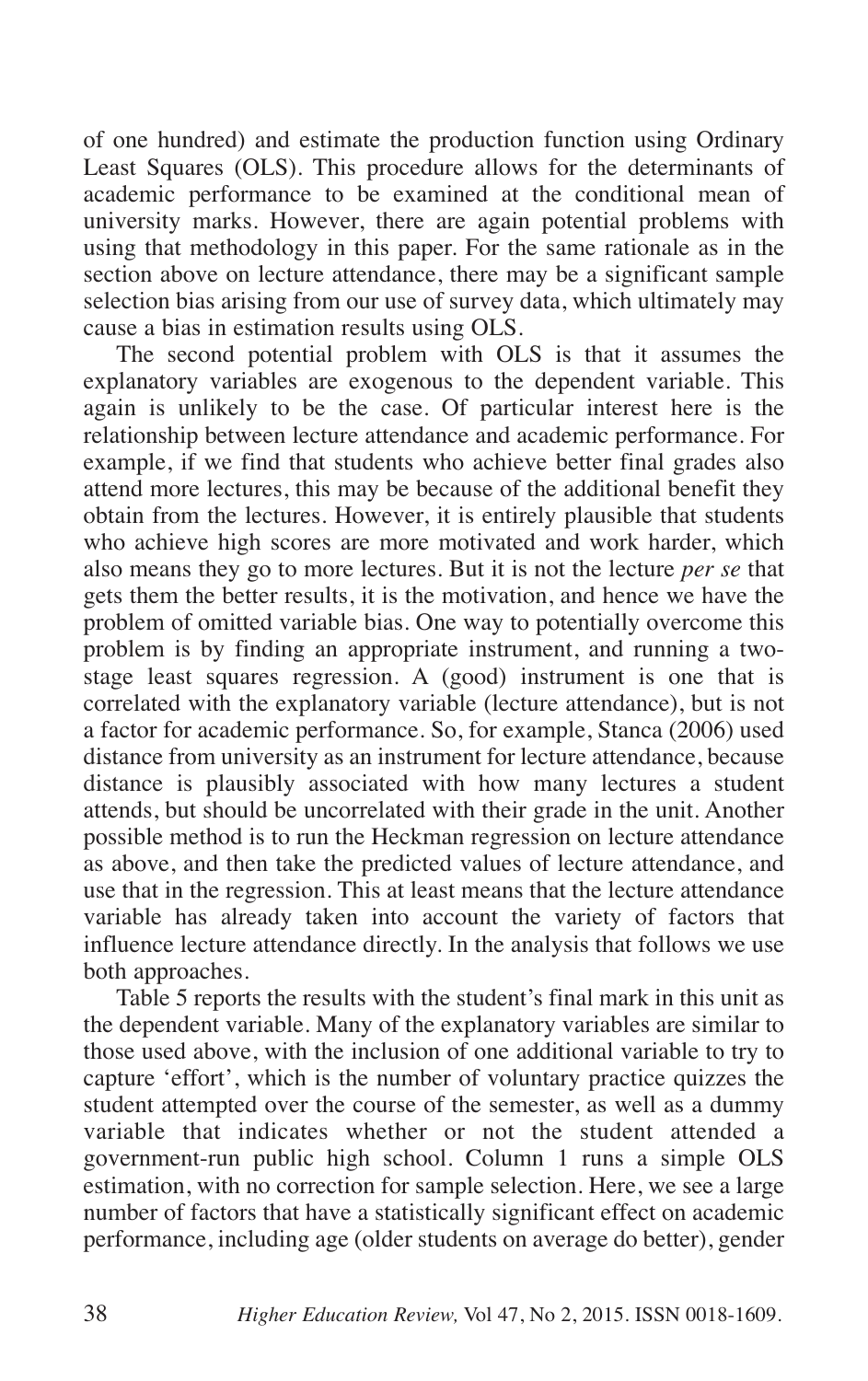of one hundred) and estimate the production function using Ordinary Least Squares (OLS). This procedure allows for the determinants of academic performance to be examined at the conditional mean of university marks. However, there are again potential problems with using that methodology in this paper. For the same rationale as in the section above on lecture attendance, there may be a significant sample selection bias arising from our use of survey data, which ultimately may cause a bias in estimation results using OLS.

The second potential problem with OLS is that it assumes the explanatory variables are exogenous to the dependent variable. This again is unlikely to be the case. Of particular interest here is the relationship between lecture attendance and academic performance. For example, if we find that students who achieve better final grades also attend more lectures, this may be because of the additional benefit they obtain from the lectures. However, it is entirely plausible that students who achieve high scores are more motivated and work harder, which also means they go to more lectures. But it is not the lecture *per se* that gets them the better results, it is the motivation, and hence we have the problem of omitted variable bias. One way to potentially overcome this problem is by finding an appropriate instrument, and running a two-stage least squares regression. A (good) instrument is one that is correlated with the explanatory variable (lecture attendance), but is not a factor for academic performance. So, for example, Stanca (2006) used distance from university as an instrument for lecture attendance, because distance is plausibly associated with how many lectures a student attends, but should be uncorrelated with their grade in the unit. Another possible method is to run the Heckman regression on lecture attendance as above, and then take the predicted values of lecture attendance, and use that in the regression. This at least means that the lecture attendance variable has already taken into account the variety of factors that influence lecture attendance directly. In the analysis that follows we use both approaches.

Table 5 reports the results with the student's final mark in this unit as the dependent variable. Many of the explanatory variables are similar to those used above, with the inclusion of one additional variable to try to capture 'effort', which is the number of voluntary practice quizzes the student attempted over the course of the semester, as well as a dummy variable that indicates whether or not the student attended a government-run public high school. Column 1 runs a simple OLS estimation, with no correction for sample selection. Here, we see a large number of factors that have a statistically significant effect on academic performance, including age (older students on average do better), gender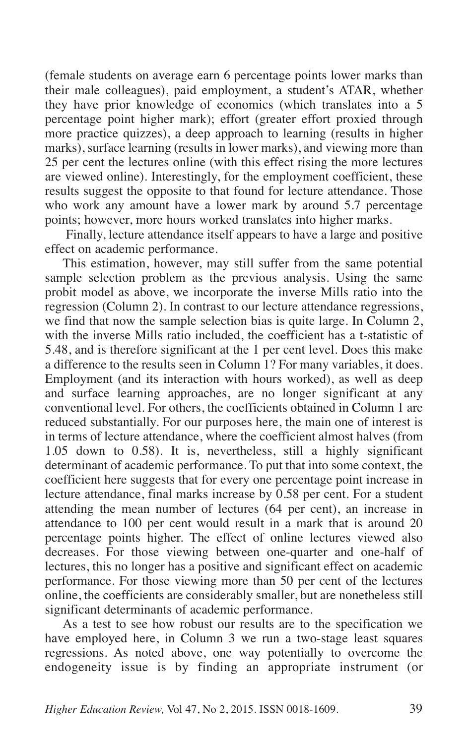(female students on average earn 6 percentage points lower marks than their male colleagues), paid employment, a student's ATAR, whether they have prior knowledge of economics (which translates into a 5 percentage point higher mark); effort (greater effort proxied through more practice quizzes), a deep approach to learning (results in higher marks), surface learning (results in lower marks), and viewing more than 25 per cent the lectures online (with this effect rising the more lectures are viewed online). Interestingly, for the employment coefficient, these results suggest the opposite to that found for lecture attendance. Those who work any amount have a lower mark by around 5.7 percentage points; however, more hours worked translates into higher marks.

Finally, lecture attendance itself appears to have a large and positive effect on academic performance.

This estimation, however, may still suffer from the same potential sample selection problem as the previous analysis. Using the same probit model as above, we incorporate the inverse Mills ratio into the regression (Column 2). In contrast to our lecture attendance regressions, we find that now the sample selection bias is quite large. In Column 2, with the inverse Mills ratio included, the coefficient has a t-statistic of 5.48, and is therefore significant at the 1 per cent level. Does this make a difference to the results seen in Column 1? For many variables, it does. Employment (and its interaction with hours worked), as well as deep and surface learning approaches, are no longer significant at any conventional level. For others, the coefficients obtained in Column 1 are reduced substantially. For our purposes here, the main one of interest is in terms of lecture attendance, where the coefficient almost halves (from 1.05 down to 0.58). It is, nevertheless, still a highly significant determinant of academic performance. To put that into some context, the coefficient here suggests that for every one percentage point increase in lecture attendance, final marks increase by 0.58 per cent. For a student attending the mean number of lectures (64 per cent), an increase in attendance to 100 per cent would result in a mark that is around 20 percentage points higher. The effect of online lectures viewed also decreases. For those viewing between one-quarter and one-half of lectures, this no longer has a positive and significant effect on academic performance. For those viewing more than 50 per cent of the lectures online, the coefficients are considerably smaller, but are nonetheless still significant determinants of academic performance.

As a test to see how robust our results are to the specification we have employed here, in Column 3 we run a two-stage least squares regressions. As noted above, one way potentially to overcome the endogeneity issue is by finding an appropriate instrument (or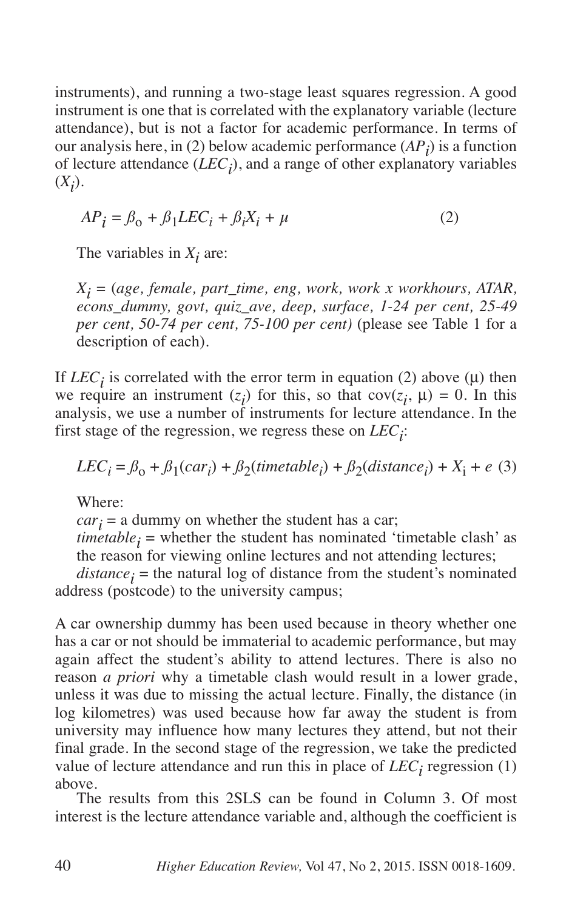instruments), and running a two-stage least squares regression. A good instrument is one that is correlated with the explanatory variable (lecture attendance), but is not a factor for academic performance. In terms of our analysis here, in (2) below academic performance ($AP_i$) is a function of lecture attendance ($LEC_i$), and a range of other explanatory variables ($X_i$).

$$AP_i = \beta_o + \beta_1 LEC_i + \beta_i X_i + \mu \quad (2)$$

The variables in $X_i$ are:

$X_i$ = (*age, female, part_time, eng, work, work x workhours, ATAR, econs_dummy, govt, quiz_ave, deep, surface, 1-24 per cent, 25-49 per cent, 50-74 per cent, 75-100 per cent)* (please see Table 1 for a description of each).

If $LEC_i$ is correlated with the error term in equation (2) above (μ) then we require an instrument ($z_i$) for this, so that $\text{cov}(z_i, \mu) = 0$. In this analysis, we use a number of instruments for lecture attendance. In the first stage of the regression, we regress these on $LEC_i$:

$$LEC_i = \beta_o + \beta_1(car_i) + \beta_2(timetable_i) + \beta_2(distance_i) + X_i + e \quad (3)$$

Where:

$car_i$ = a dummy on whether the student has a car;

$timetable_i$ = whether the student has nominated 'timetable clash' as the reason for viewing online lectures and not attending lectures;

$distance_i$ = the natural log of distance from the student's nominated address (postcode) to the university campus;

A car ownership dummy has been used because in theory whether one has a car or not should be immaterial to academic performance, but may again affect the student's ability to attend lectures. There is also no reason *a priori* why a timetable clash would result in a lower grade, unless it was due to missing the actual lecture. Finally, the distance (in log kilometres) was used because how far away the student is from university may influence how many lectures they attend, but not their final grade. In the second stage of the regression, we take the predicted value of lecture attendance and run this in place of $LEC_i$ regression (1) above.

The results from this 2SLS can be found in Column 3. Of most interest is the lecture attendance variable and, although the coefficient is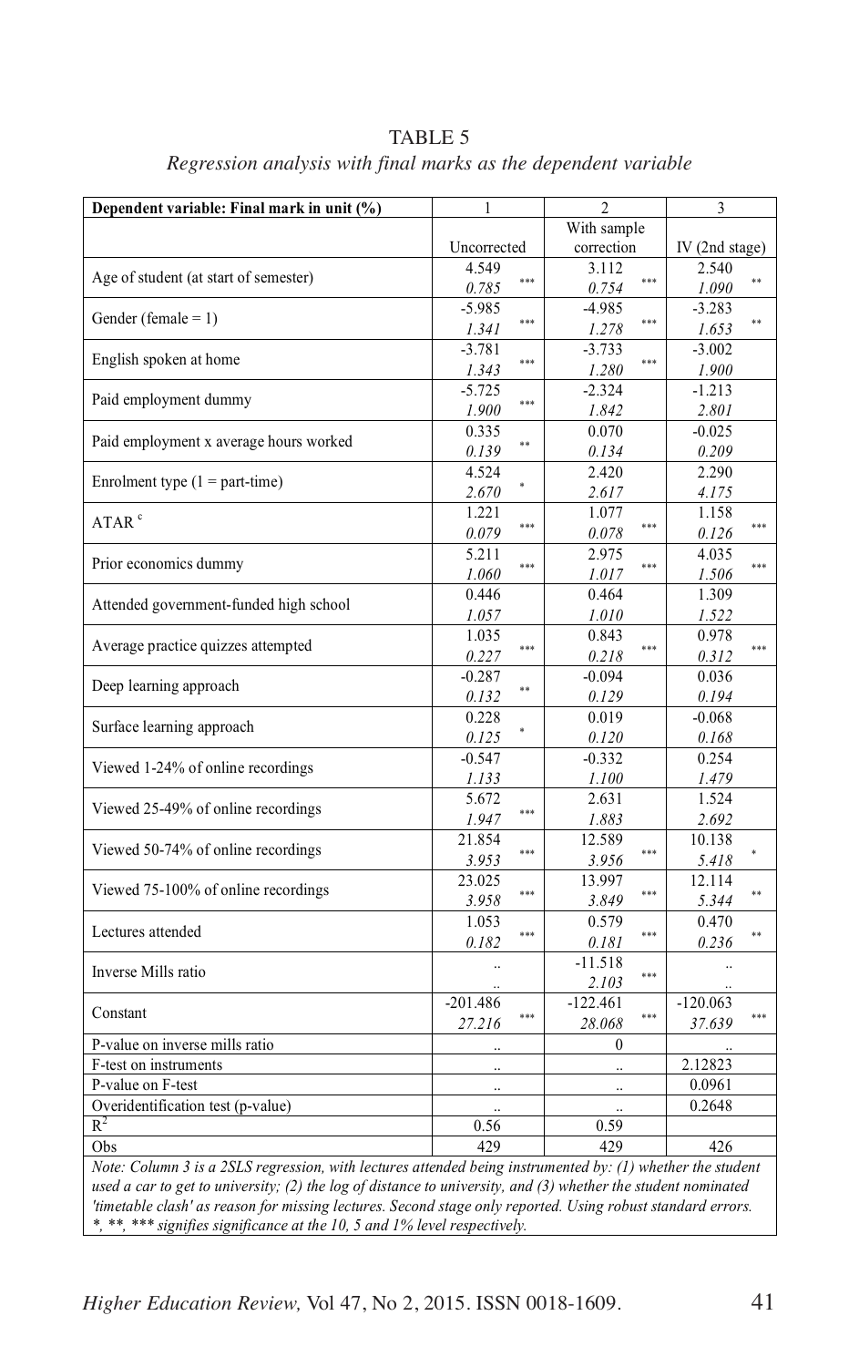TABLE 5

*Regression analysis with final marks as the dependent variable*

| Dependent variable: Final mark in unit (%) | 1 | 2 | 3 |
|---|---|---|---|
| | Uncorrected | With sample correction | IV (2nd stage) |
| Age of student (at start of semester) | 4.549 *** | 3.112 *** | 2.540 ** |
| | *0.785* | *0.754* | *1.090* |
| Gender (female = 1) | -5.985 *** | -4.985 *** | -3.283 ** |
| | *1.341* | *1.278* | *1.653* |
| English spoken at home | -3.781 *** | -3.733 *** | -3.002 |
| | *1.343* | *1.280* | *1.900* |
| Paid employment dummy | -5.725 *** | -2.324 | -1.213 |
| | *1.900* | *1.842* | *2.801* |
| Paid employment x average hours worked | 0.335 ** | 0.070 | -0.025 |
| | *0.139* | *0.134* | *0.209* |
| Enrolment type (1 = part-time) | 4.524 * | 2.420 | 2.290 |
| | *2.670* | *2.617* | *4.175* |
| ATAR [c] | 1.221 *** | 1.077 *** | 1.158 *** |
| | *0.079* | *0.078* | *0.126* |
| Prior economics dummy | 5.211 *** | 2.975 *** | 4.035 *** |
| | *1.060* | *1.017* | *1.506* |
| Attended government-funded high school | 0.446 | 0.464 | 1.309 |
| | *1.057* | *1.010* | *1.522* |
| Average practice quizzes attempted | 1.035 *** | 0.843 *** | 0.978 *** |
| | *0.227* | *0.218* | *0.312* |
| Deep learning approach | -0.287 ** | -0.094 | 0.036 |
| | *0.132* | *0.129* | *0.194* |
| Surface learning approach | 0.228 * | 0.019 | -0.068 |
| | *0.125* | *0.120* | *0.168* |
| Viewed 1-24% of online recordings | -0.547 | -0.332 | 0.254 |
| | *1.133* | *1.100* | *1.479* |
| Viewed 25-49% of online recordings | 5.672 *** | 2.631 | 1.524 |
| | *1.947* | *1.883* | *2.692* |
| Viewed 50-74% of online recordings | 21.854 *** | 12.589 *** | 10.138 * |
| | *3.953* | *3.956* | *5.418* |
| Viewed 75-100% of online recordings | 23.025 *** | 13.997 *** | 12.114 ** |
| | *3.958* | *3.849* | *5.344* |
| Lectures attended | 1.053 *** | 0.579 *** | 0.470 ** |
| | *0.182* | *0.181* | *0.236* |
| Inverse Mills ratio | .. | -11.518 *** | .. |
| | .. | *2.103* | .. |
| Constant | -201.486 *** | -122.461 *** | -120.063 *** |
| | *27.216* | *28.068* | *37.639* |
| P-value on inverse mills ratio | .. | 0 | .. |
| F-test on instruments | .. | .. | 2.12823 |
| P-value on F-test | .. | .. | 0.0961 |
| Overidentification test (p-value) | .. | .. | 0.2648 |
| $R^2$ | 0.56 | 0.59 | |
| Obs | 429 | 429 | 426 |

*Note: Column 3 is a 2SLS regression, with lectures attended being instrumented by: (1) whether the student used a car to get to university; (2) the log of distance to university, and (3) whether the student nominated 'timetable clash' as reason for missing lectures. Second stage only reported. Using robust standard errors. *, **, *** signifies significance at the 10, 5 and 1% level respectively.*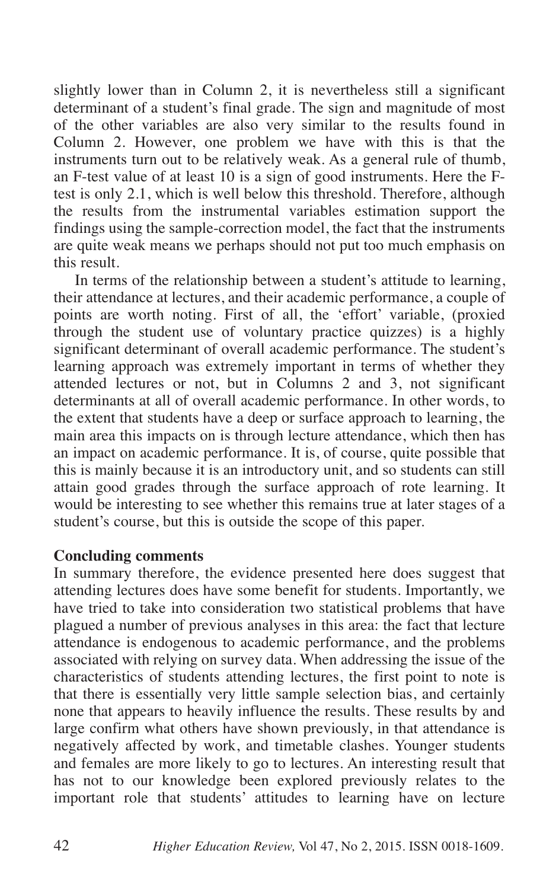slightly lower than in Column 2, it is nevertheless still a significant determinant of a student's final grade. The sign and magnitude of most of the other variables are also very similar to the results found in Column 2. However, one problem we have with this is that the instruments turn out to be relatively weak. As a general rule of thumb, an F-test value of at least 10 is a sign of good instruments. Here the F-test is only 2.1, which is well below this threshold. Therefore, although the results from the instrumental variables estimation support the findings using the sample-correction model, the fact that the instruments are quite weak means we perhaps should not put too much emphasis on this result.

In terms of the relationship between a student's attitude to learning, their attendance at lectures, and their academic performance, a couple of points are worth noting. First of all, the 'effort' variable, (proxied through the student use of voluntary practice quizzes) is a highly significant determinant of overall academic performance. The student's learning approach was extremely important in terms of whether they attended lectures or not, but in Columns 2 and 3, not significant determinants at all of overall academic performance. In other words, to the extent that students have a deep or surface approach to learning, the main area this impacts on is through lecture attendance, which then has an impact on academic performance. It is, of course, quite possible that this is mainly because it is an introductory unit, and so students can still attain good grades through the surface approach of rote learning. It would be interesting to see whether this remains true at later stages of a student's course, but this is outside the scope of this paper.

## Concluding comments

In summary therefore, the evidence presented here does suggest that attending lectures does have some benefit for students. Importantly, we have tried to take into consideration two statistical problems that have plagued a number of previous analyses in this area: the fact that lecture attendance is endogenous to academic performance, and the problems associated with relying on survey data. When addressing the issue of the characteristics of students attending lectures, the first point to note is that there is essentially very little sample selection bias, and certainly none that appears to heavily influence the results. These results by and large confirm what others have shown previously, in that attendance is negatively affected by work, and timetable clashes. Younger students and females are more likely to go to lectures. An interesting result that has not to our knowledge been explored previously relates to the important role that students' attitudes to learning have on lecture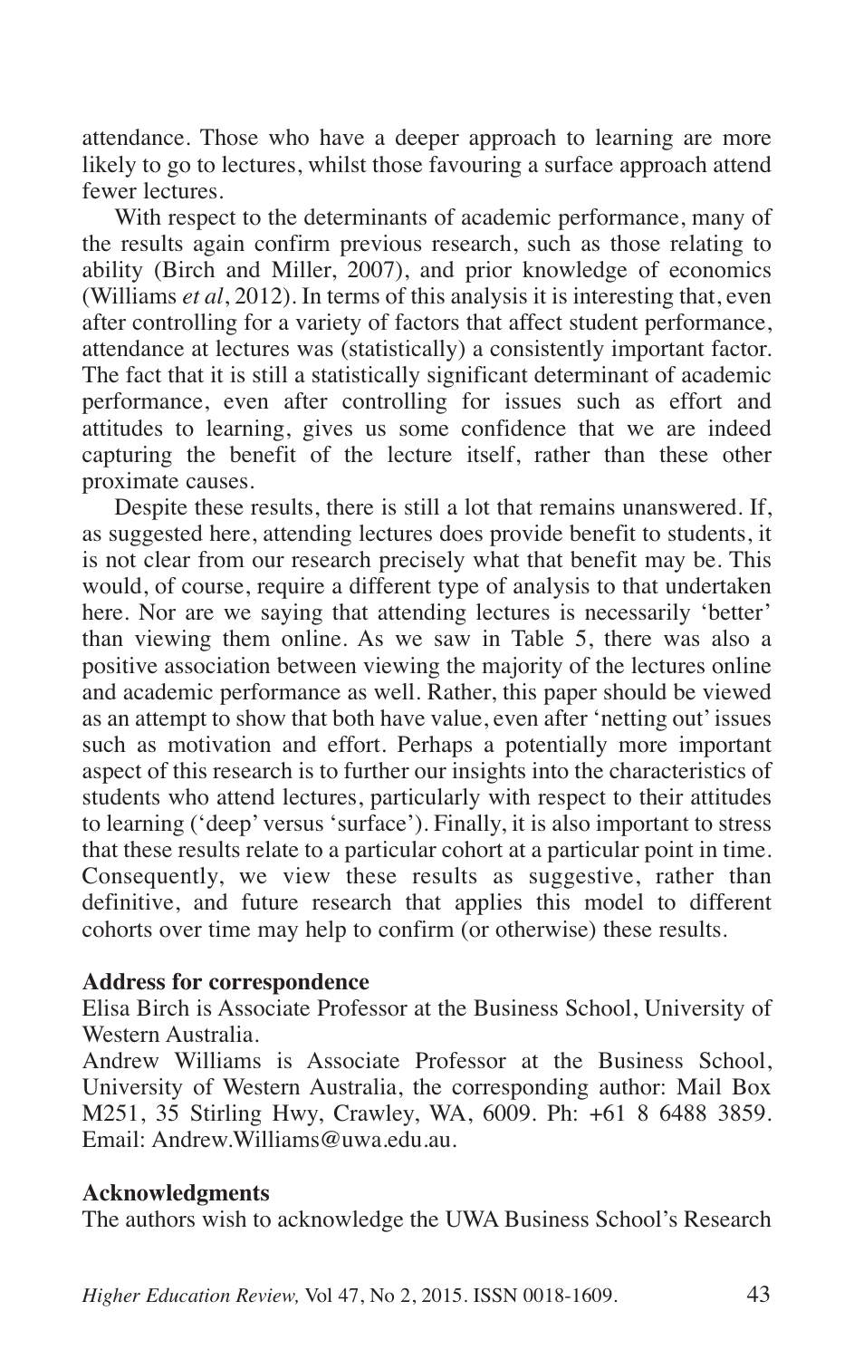attendance. Those who have a deeper approach to learning are more likely to go to lectures, whilst those favouring a surface approach attend fewer lectures.

With respect to the determinants of academic performance, many of the results again confirm previous research, such as those relating to ability (Birch and Miller, 2007), and prior knowledge of economics (Williams *et al*, 2012). In terms of this analysis it is interesting that, even after controlling for a variety of factors that affect student performance, attendance at lectures was (statistically) a consistently important factor. The fact that it is still a statistically significant determinant of academic performance, even after controlling for issues such as effort and attitudes to learning, gives us some confidence that we are indeed capturing the benefit of the lecture itself, rather than these other proximate causes.

Despite these results, there is still a lot that remains unanswered. If, as suggested here, attending lectures does provide benefit to students, it is not clear from our research precisely what that benefit may be. This would, of course, require a different type of analysis to that undertaken here. Nor are we saying that attending lectures is necessarily 'better' than viewing them online. As we saw in Table 5, there was also a positive association between viewing the majority of the lectures online and academic performance as well. Rather, this paper should be viewed as an attempt to show that both have value, even after 'netting out' issues such as motivation and effort. Perhaps a potentially more important aspect of this research is to further our insights into the characteristics of students who attend lectures, particularly with respect to their attitudes to learning ('deep' versus 'surface'). Finally, it is also important to stress that these results relate to a particular cohort at a particular point in time. Consequently, we view these results as suggestive, rather than definitive, and future research that applies this model to different cohorts over time may help to confirm (or otherwise) these results.

**Address for correspondence**

Elisa Birch is Associate Professor at the Business School, University of Western Australia.

Andrew Williams is Associate Professor at the Business School, University of Western Australia, the corresponding author: Mail Box M251, 35 Stirling Hwy, Crawley, WA, 6009. Ph: +61 8 6488 3859. Email: Andrew.Williams@uwa.edu.au.

**Acknowledgments**

The authors wish to acknowledge the UWA Business School's Research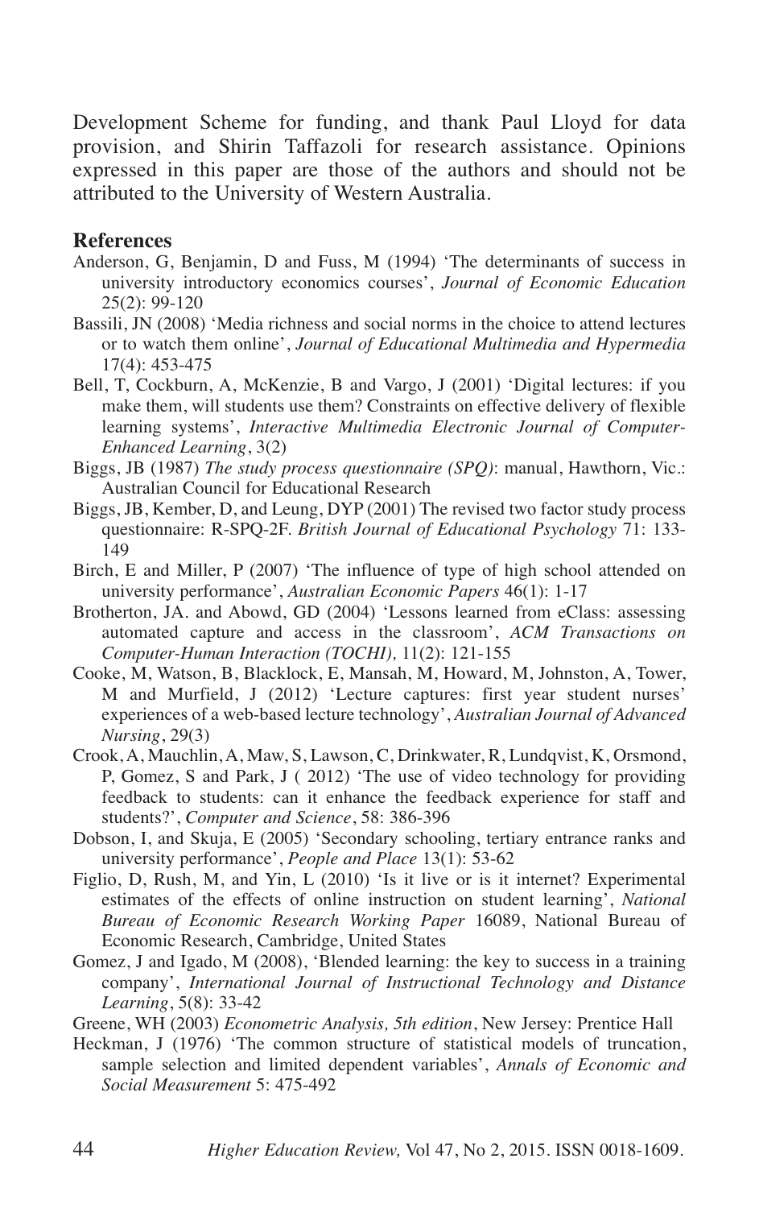Development Scheme for funding, and thank Paul Lloyd for data provision, and Shirin Taffazoli for research assistance. Opinions expressed in this paper are those of the authors and should not be attributed to the University of Western Australia.

## References

Anderson, G, Benjamin, D and Fuss, M (1994) 'The determinants of success in university introductory economics courses', *Journal of Economic Education* 25(2): 99-120

Bassili, JN (2008) 'Media richness and social norms in the choice to attend lectures or to watch them online', *Journal of Educational Multimedia and Hypermedia* 17(4): 453-475

Bell, T, Cockburn, A, McKenzie, B and Vargo, J (2001) 'Digital lectures: if you make them, will students use them? Constraints on effective delivery of flexible learning systems', *Interactive Multimedia Electronic Journal of Computer-Enhanced Learning*, 3(2)

Biggs, JB (1987) *The study process questionnaire (SPQ)*: manual, Hawthorn, Vic.: Australian Council for Educational Research

Biggs, JB, Kember, D, and Leung, DYP (2001) The revised two factor study process questionnaire: R-SPQ-2F. *British Journal of Educational Psychology* 71: 133-149

Birch, E and Miller, P (2007) 'The influence of type of high school attended on university performance', *Australian Economic Papers* 46(1): 1-17

Brotherton, JA. and Abowd, GD (2004) 'Lessons learned from eClass: assessing automated capture and access in the classroom', *ACM Transactions on Computer-Human Interaction (TOCHI),* 11(2): 121-155

Cooke, M, Watson, B, Blacklock, E, Mansah, M, Howard, M, Johnston, A, Tower, M and Murfield, J (2012) 'Lecture captures: first year student nurses' experiences of a web-based lecture technology', *Australian Journal of Advanced Nursing*, 29(3)

Crook, A, Mauchlin, A, Maw, S, Lawson, C, Drinkwater, R, Lundqvist, K, Orsmond, P, Gomez, S and Park, J ( 2012) 'The use of video technology for providing feedback to students: can it enhance the feedback experience for staff and students?', *Computer and Science*, 58: 386-396

Dobson, I, and Skuja, E (2005) 'Secondary schooling, tertiary entrance ranks and university performance', *People and Place* 13(1): 53-62

Figlio, D, Rush, M, and Yin, L (2010) 'Is it live or is it internet? Experimental estimates of the effects of online instruction on student learning', *National Bureau of Economic Research Working Paper* 16089, National Bureau of Economic Research, Cambridge, United States

Gomez, J and Igado, M (2008), 'Blended learning: the key to success in a training company', *International Journal of Instructional Technology and Distance Learning*, 5(8): 33-42

Greene, WH (2003) *Econometric Analysis, 5th edition*, New Jersey: Prentice Hall

Heckman, J (1976) 'The common structure of statistical models of truncation, sample selection and limited dependent variables', *Annals of Economic and Social Measurement* 5: 475-492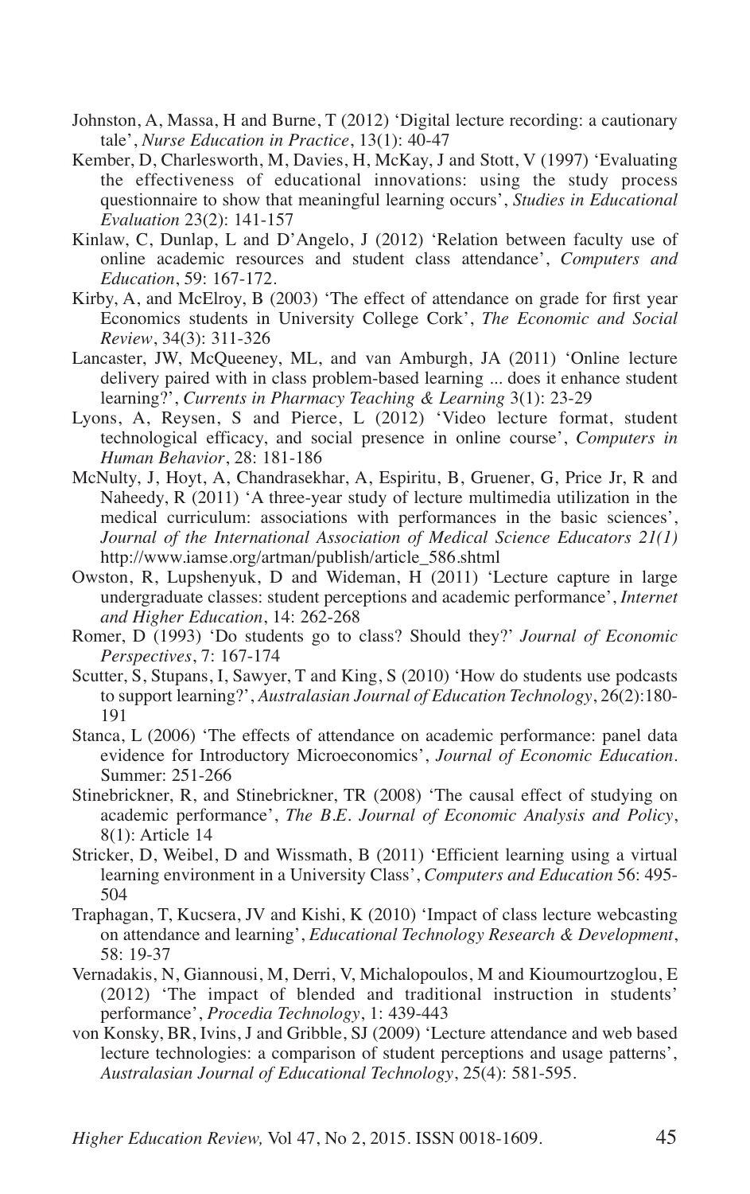Johnston, A, Massa, H and Burne, T (2012) 'Digital lecture recording: a cautionary tale', *Nurse Education in Practice*, 13(1): 40-47

Kember, D, Charlesworth, M, Davies, H, McKay, J and Stott, V (1997) 'Evaluating the effectiveness of educational innovations: using the study process questionnaire to show that meaningful learning occurs', *Studies in Educational Evaluation* 23(2): 141-157

Kinlaw, C, Dunlap, L and D'Angelo, J (2012) 'Relation between faculty use of online academic resources and student class attendance', *Computers and Education*, 59: 167-172.

Kirby, A, and McElroy, B (2003) 'The effect of attendance on grade for first year Economics students in University College Cork', *The Economic and Social Review*, 34(3): 311-326

Lancaster, JW, McQueeney, ML, and van Amburgh, JA (2011) 'Online lecture delivery paired with in class problem-based learning ... does it enhance student learning?', *Currents in Pharmacy Teaching & Learning* 3(1): 23-29

Lyons, A, Reysen, S and Pierce, L (2012) 'Video lecture format, student technological efficacy, and social presence in online course', *Computers in Human Behavior*, 28: 181-186

McNulty, J, Hoyt, A, Chandrasekhar, A, Espiritu, B, Gruener, G, Price Jr, R and Naheedy, R (2011) 'A three-year study of lecture multimedia utilization in the medical curriculum: associations with performances in the basic sciences', *Journal of the International Association of Medical Science Educators 21(1)* http://www.iamse.org/artman/publish/article_586.shtml

Owston, R, Lupshenyuk, D and Wideman, H (2011) 'Lecture capture in large undergraduate classes: student perceptions and academic performance', *Internet and Higher Education*, 14: 262-268

Romer, D (1993) 'Do students go to class? Should they?' *Journal of Economic Perspectives*, 7: 167-174

Scutter, S, Stupans, I, Sawyer, T and King, S (2010) 'How do students use podcasts to support learning?', *Australasian Journal of Education Technology*, 26(2):180-191

Stanca, L (2006) 'The effects of attendance on academic performance: panel data evidence for Introductory Microeconomics', *Journal of Economic Education*. Summer: 251-266

Stinebrickner, R, and Stinebrickner, TR (2008) 'The causal effect of studying on academic performance', *The B.E. Journal of Economic Analysis and Policy*, 8(1): Article 14

Stricker, D, Weibel, D and Wissmath, B (2011) 'Efficient learning using a virtual learning environment in a University Class', *Computers and Education* 56: 495-504

Traphagan, T, Kucsera, JV and Kishi, K (2010) 'Impact of class lecture webcasting on attendance and learning', *Educational Technology Research & Development*, 58: 19-37

Vernadakis, N, Giannousi, M, Derri, V, Michalopoulos, M and Kioumourtzoglou, E (2012) 'The impact of blended and traditional instruction in students' performance', *Procedia Technology*, 1: 439-443

von Konsky, BR, Ivins, J and Gribble, SJ (2009) 'Lecture attendance and web based lecture technologies: a comparison of student perceptions and usage patterns', *Australasian Journal of Educational Technology*, 25(4): 581-595.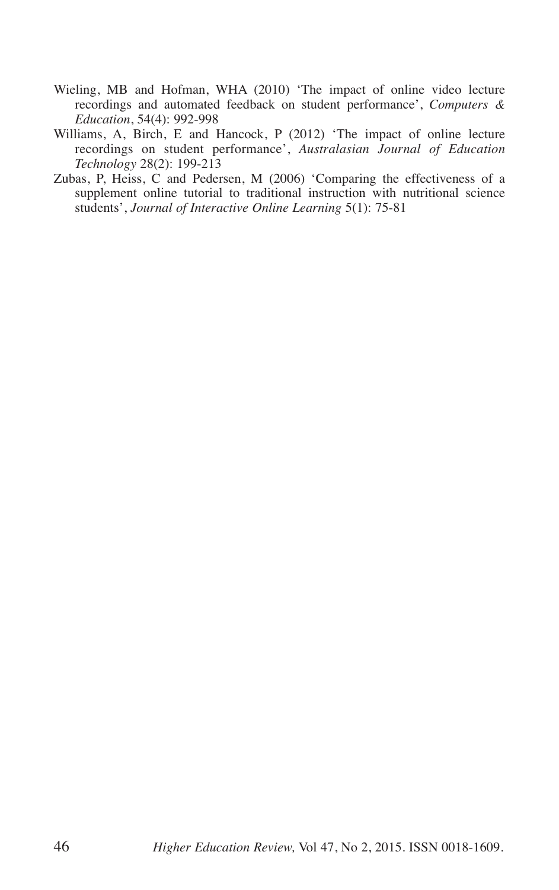Wieling, MB and Hofman, WHA (2010) 'The impact of online video lecture recordings and automated feedback on student performance', *Computers & Education*, 54(4): 992-998

Williams, A, Birch, E and Hancock, P (2012) 'The impact of online lecture recordings on student performance', *Australasian Journal of Education Technology* 28(2): 199-213

Zubas, P, Heiss, C and Pedersen, M (2006) 'Comparing the effectiveness of a supplement online tutorial to traditional instruction with nutritional science students', *Journal of Interactive Online Learning* 5(1): 75-81